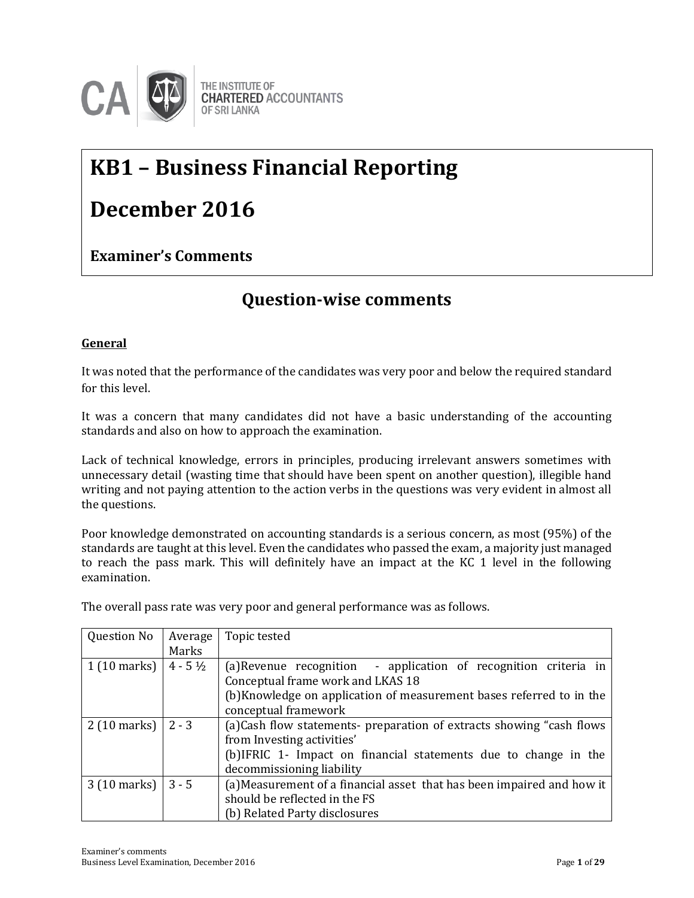THE INSTITUTE OF CHARTERED ACCOUNTANTS OF SRI LANKA

# KB1 – Business Financial Reporting

# December 2016

### Examiner's Comments

## Question-wise comments

**General**

It was noted that the performance of the candidates was very poor and below the required standard for this level.

It was a concern that many candidates did not have a basic understanding of the accounting standards and also on how to approach the examination.

Lack of technical knowledge, errors in principles, producing irrelevant answers sometimes with unnecessary detail (wasting time that should have been spent on another question), illegible hand writing and not paying attention to the action verbs in the questions was very evident in almost all the questions.

Poor knowledge demonstrated on accounting standards is a serious concern, as most (95%) of the standards are taught at this level. Even the candidates who passed the exam, a majority just managed to reach the pass mark. This will definitely have an impact at the KC 1 level in the following examination.

The overall pass rate was very poor and general performance was as follows.

| Question No | Average Marks | Topic tested |
|---|---|---|
| 1 (10 marks) | 4 - 5 ½ | (a)Revenue recognition - application of recognition criteria in Conceptual frame work and LKAS 18<br>(b)Knowledge on application of measurement bases referred to in the conceptual framework |
| 2 (10 marks) | 2 - 3 | (a)Cash flow statements- preparation of extracts showing "cash flows from Investing activities'<br>(b)IFRIC 1- Impact on financial statements due to change in the decommissioning liability |
| 3 (10 marks) | 3 - 5 | (a)Measurement of a financial asset that has been impaired and how it should be reflected in the FS<br>(b) Related Party disclosures |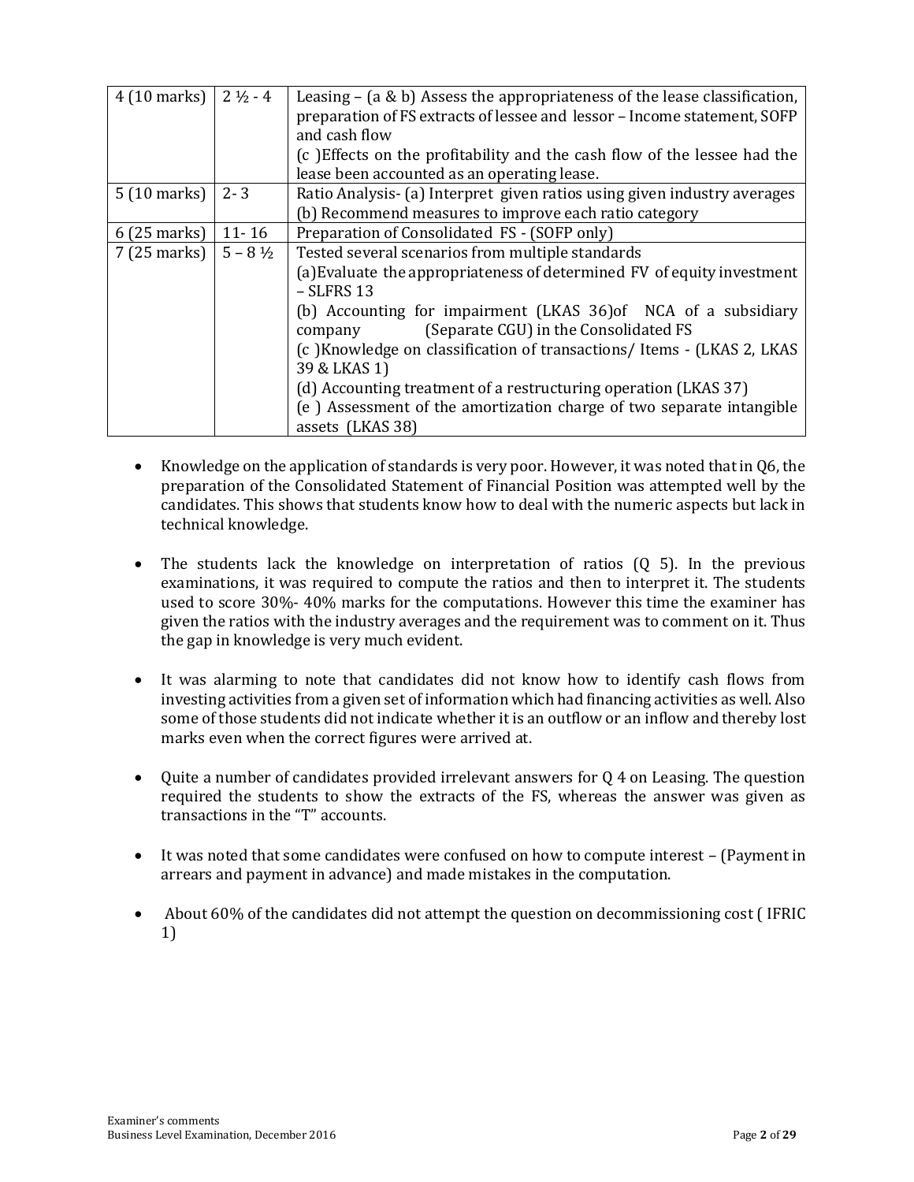| | | |
|---|---|---|
| 4 (10 marks) | 2 ½ - 4 | Leasing – (a & b) Assess the appropriateness of the lease classification, preparation of FS extracts of lessee and lessor – Income statement, SOFP and cash flow<br>(c )Effects on the profitability and the cash flow of the lessee had the lease been accounted as an operating lease. |
| 5 (10 marks) | 2- 3 | Ratio Analysis- (a) Interpret given ratios using given industry averages<br>(b) Recommend measures to improve each ratio category |
| 6 (25 marks) | 11- 16 | Preparation of Consolidated FS - (SOFP only) |
| 7 (25 marks) | 5 – 8 ½ | Tested several scenarios from multiple standards<br>(a)Evaluate the appropriateness of determined FV of equity investment – SLFRS 13<br>(b) Accounting for impairment (LKAS 36)of NCA of a subsidiary company (Separate CGU) in the Consolidated FS<br>(c )Knowledge on classification of transactions/ Items - (LKAS 2, LKAS 39 & LKAS 1)<br>(d) Accounting treatment of a restructuring operation (LKAS 37)<br>(e ) Assessment of the amortization charge of two separate intangible assets (LKAS 38) |

- Knowledge on the application of standards is very poor. However, it was noted that in Q6, the preparation of the Consolidated Statement of Financial Position was attempted well by the candidates. This shows that students know how to deal with the numeric aspects but lack in technical knowledge.

- The students lack the knowledge on interpretation of ratios (Q 5). In the previous examinations, it was required to compute the ratios and then to interpret it. The students used to score 30%- 40% marks for the computations. However this time the examiner has given the ratios with the industry averages and the requirement was to comment on it. Thus the gap in knowledge is very much evident.

- It was alarming to note that candidates did not know how to identify cash flows from investing activities from a given set of information which had financing activities as well. Also some of those students did not indicate whether it is an outflow or an inflow and thereby lost marks even when the correct figures were arrived at.

- Quite a number of candidates provided irrelevant answers for Q 4 on Leasing. The question required the students to show the extracts of the FS, whereas the answer was given as transactions in the "T" accounts.

- It was noted that some candidates were confused on how to compute interest – (Payment in arrears and payment in advance) and made mistakes in the computation.

- About 60% of the candidates did not attempt the question on decommissioning cost ( IFRIC 1)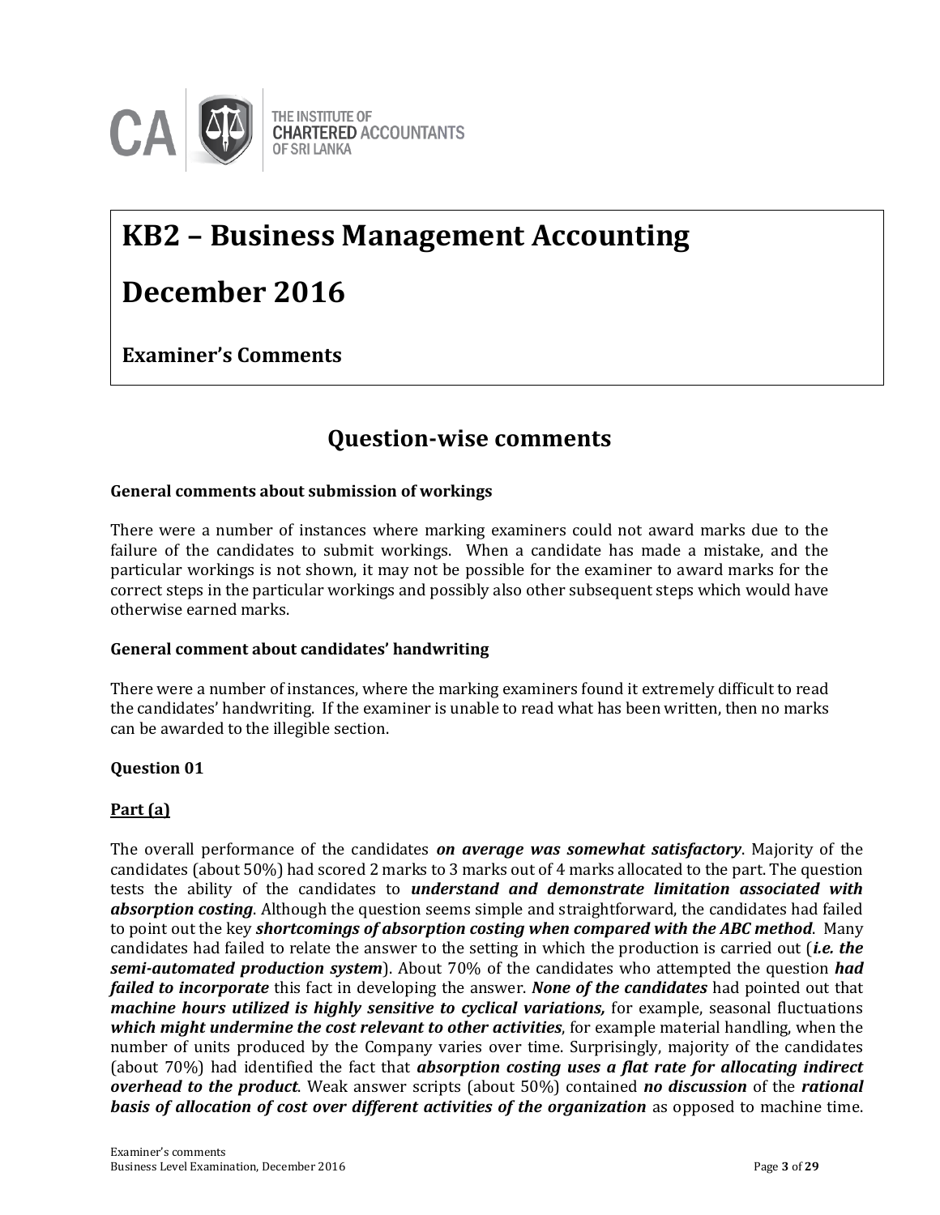# KB2 – Business Management Accounting

# December 2016

## Examiner's Comments

## Question-wise comments

**General comments about submission of workings**

There were a number of instances where marking examiners could not award marks due to the failure of the candidates to submit workings. When a candidate has made a mistake, and the particular workings is not shown, it may not be possible for the examiner to award marks for the correct steps in the particular workings and possibly also other subsequent steps which would have otherwise earned marks.

**General comment about candidates' handwriting**

There were a number of instances, where the marking examiners found it extremely difficult to read the candidates' handwriting. If the examiner is unable to read what has been written, then no marks can be awarded to the illegible section.

**Question 01**

**Part (a)**

The overall performance of the candidates ***on average was somewhat satisfactory***. Majority of the candidates (about 50%) had scored 2 marks to 3 marks out of 4 marks allocated to the part. The question tests the ability of the candidates to ***understand and demonstrate limitation associated with absorption costing***. Although the question seems simple and straightforward, the candidates had failed to point out the key ***shortcomings of absorption costing when compared with the ABC method***. Many candidates had failed to relate the answer to the setting in which the production is carried out (***i.e. the semi-automated production system***). About 70% of the candidates who attempted the question ***had failed to incorporate*** this fact in developing the answer. ***None of the candidates*** had pointed out that ***machine hours utilized is highly sensitive to cyclical variations,*** for example, seasonal fluctuations ***which might undermine the cost relevant to other activities***, for example material handling, when the number of units produced by the Company varies over time. Surprisingly, majority of the candidates (about 70%) had identified the fact that ***absorption costing uses a flat rate for allocating indirect overhead to the product***. Weak answer scripts (about 50%) contained ***no discussion*** of the ***rational basis of allocation of cost over different activities of the organization*** as opposed to machine time.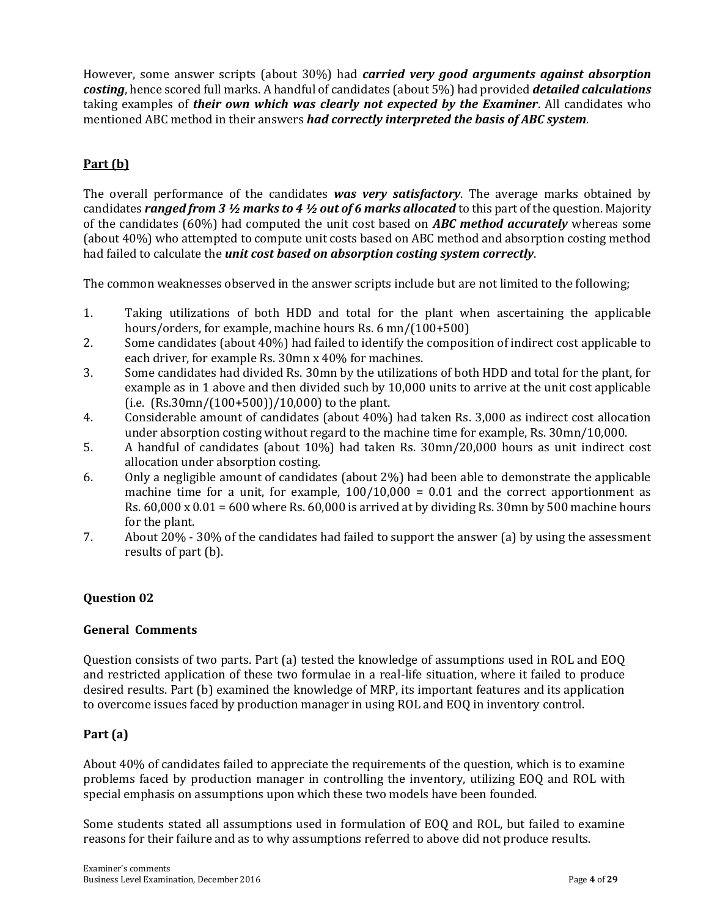However, some answer scripts (about 30%) had ***carried very good arguments against absorption costing***, hence scored full marks. A handful of candidates (about 5%) had provided ***detailed calculations*** taking examples of ***their own which was clearly not expected by the Examiner***. All candidates who mentioned ABC method in their answers ***had correctly interpreted the basis of ABC system***.

## Part (b)

The overall performance of the candidates ***was very satisfactory***. The average marks obtained by candidates ***ranged from 3 ½ marks to 4 ½ out of 6 marks allocated*** to this part of the question. Majority of the candidates (60%) had computed the unit cost based on ***ABC method accurately*** whereas some (about 40%) who attempted to compute unit costs based on ABC method and absorption costing method had failed to calculate the ***unit cost based on absorption costing system correctly***.

The common weaknesses observed in the answer scripts include but are not limited to the following;

1. Taking utilizations of both HDD and total for the plant when ascertaining the applicable hours/orders, for example, machine hours Rs. 6 mn/(100+500)
2. Some candidates (about 40%) had failed to identify the composition of indirect cost applicable to each driver, for example Rs. 30mn x 40% for machines.
3. Some candidates had divided Rs. 30mn by the utilizations of both HDD and total for the plant, for example as in 1 above and then divided such by 10,000 units to arrive at the unit cost applicable (i.e. (Rs.30mn/(100+500))/10,000) to the plant.
4. Considerable amount of candidates (about 40%) had taken Rs. 3,000 as indirect cost allocation under absorption costing without regard to the machine time for example, Rs. 30mn/10,000.
5. A handful of candidates (about 10%) had taken Rs. 30mn/20,000 hours as unit indirect cost allocation under absorption costing.
6. Only a negligible amount of candidates (about 2%) had been able to demonstrate the applicable machine time for a unit, for example, 100/10,000 = 0.01 and the correct apportionment as Rs. 60,000 x 0.01 = 600 where Rs. 60,000 is arrived at by dividing Rs. 30mn by 500 machine hours for the plant.
7. About 20% - 30% of the candidates had failed to support the answer (a) by using the assessment results of part (b).

## Question 02

### General Comments

Question consists of two parts. Part (a) tested the knowledge of assumptions used in ROL and EOQ and restricted application of these two formulae in a real-life situation, where it failed to produce desired results. Part (b) examined the knowledge of MRP, its important features and its application to overcome issues faced by production manager in using ROL and EOQ in inventory control.

### Part (a)

About 40% of candidates failed to appreciate the requirements of the question, which is to examine problems faced by production manager in controlling the inventory, utilizing EOQ and ROL with special emphasis on assumptions upon which these two models have been founded.

Some students stated all assumptions used in formulation of EOQ and ROL, but failed to examine reasons for their failure and as to why assumptions referred to above did not produce results.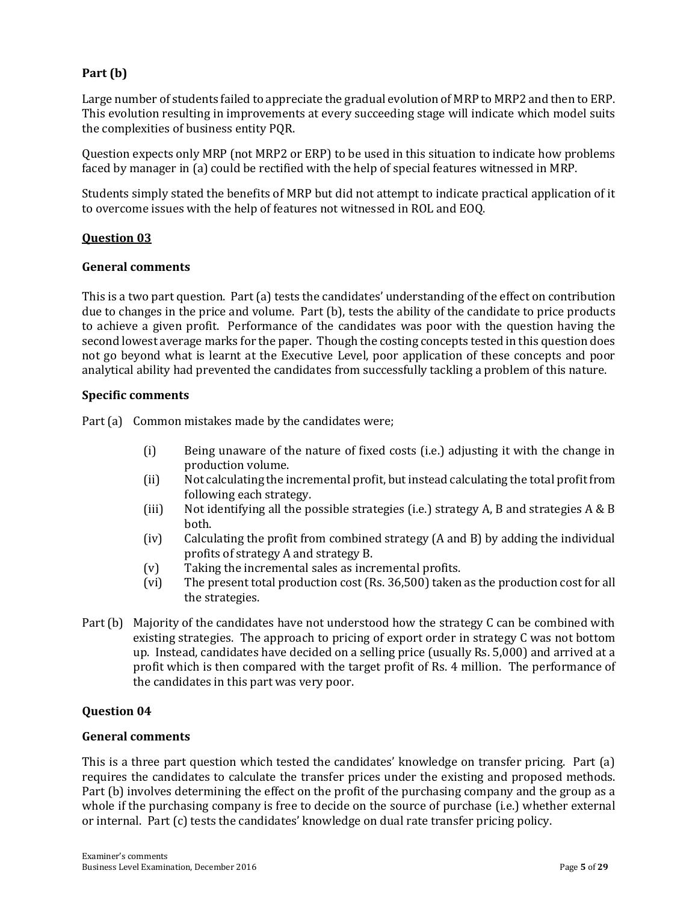**Part (b)**

Large number of students failed to appreciate the gradual evolution of MRP to MRP2 and then to ERP. This evolution resulting in improvements at every succeeding stage will indicate which model suits the complexities of business entity PQR.

Question expects only MRP (not MRP2 or ERP) to be used in this situation to indicate how problems faced by manager in (a) could be rectified with the help of special features witnessed in MRP.

Students simply stated the benefits of MRP but did not attempt to indicate practical application of it to overcome issues with the help of features not witnessed in ROL and EOQ.

## Question 03

### General comments

This is a two part question. Part (a) tests the candidates' understanding of the effect on contribution due to changes in the price and volume. Part (b), tests the ability of the candidate to price products to achieve a given profit. Performance of the candidates was poor with the question having the second lowest average marks for the paper. Though the costing concepts tested in this question does not go beyond what is learnt at the Executive Level, poor application of these concepts and poor analytical ability had prevented the candidates from successfully tackling a problem of this nature.

### Specific comments

Part (a) Common mistakes made by the candidates were;

- (i) Being unaware of the nature of fixed costs (i.e.) adjusting it with the change in production volume.
- (ii) Not calculating the incremental profit, but instead calculating the total profit from following each strategy.
- (iii) Not identifying all the possible strategies (i.e.) strategy A, B and strategies A & B both.
- (iv) Calculating the profit from combined strategy (A and B) by adding the individual profits of strategy A and strategy B.
- (v) Taking the incremental sales as incremental profits.
- (vi) The present total production cost (Rs. 36,500) taken as the production cost for all the strategies.

Part (b) Majority of the candidates have not understood how the strategy C can be combined with existing strategies. The approach to pricing of export order in strategy C was not bottom up. Instead, candidates have decided on a selling price (usually Rs. 5,000) and arrived at a profit which is then compared with the target profit of Rs. 4 million. The performance of the candidates in this part was very poor.

## Question 04

### General comments

This is a three part question which tested the candidates' knowledge on transfer pricing. Part (a) requires the candidates to calculate the transfer prices under the existing and proposed methods. Part (b) involves determining the effect on the profit of the purchasing company and the group as a whole if the purchasing company is free to decide on the source of purchase (i.e.) whether external or internal. Part (c) tests the candidates' knowledge on dual rate transfer pricing policy.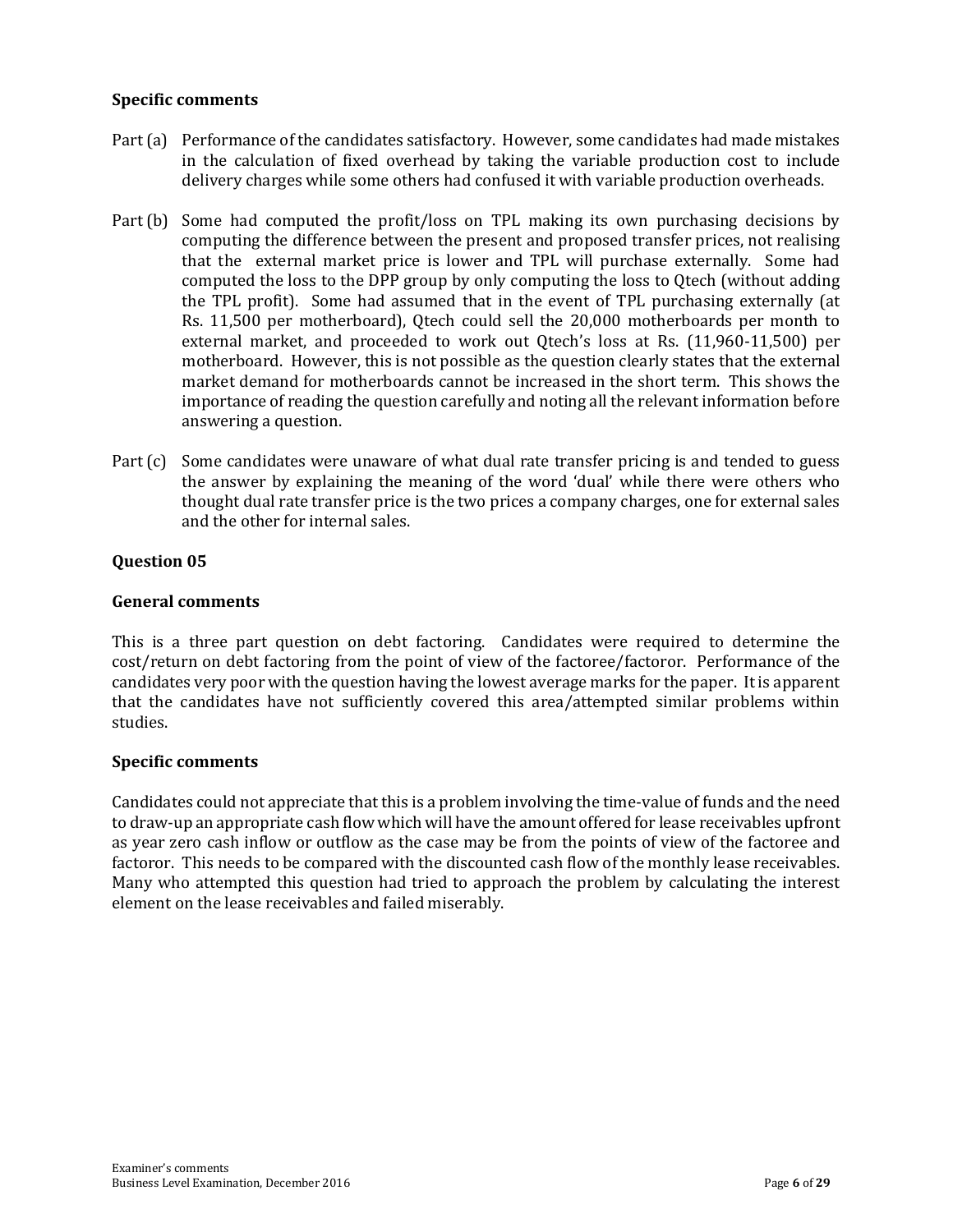**Specific comments**

Part (a) Performance of the candidates satisfactory. However, some candidates had made mistakes in the calculation of fixed overhead by taking the variable production cost to include delivery charges while some others had confused it with variable production overheads.

Part (b) Some had computed the profit/loss on TPL making its own purchasing decisions by computing the difference between the present and proposed transfer prices, not realising that the external market price is lower and TPL will purchase externally. Some had computed the loss to the DPP group by only computing the loss to Qtech (without adding the TPL profit). Some had assumed that in the event of TPL purchasing externally (at Rs. 11,500 per motherboard), Qtech could sell the 20,000 motherboards per month to external market, and proceeded to work out Qtech's loss at Rs. (11,960-11,500) per motherboard. However, this is not possible as the question clearly states that the external market demand for motherboards cannot be increased in the short term. This shows the importance of reading the question carefully and noting all the relevant information before answering a question.

Part (c) Some candidates were unaware of what dual rate transfer pricing is and tended to guess the answer by explaining the meaning of the word 'dual' while there were others who thought dual rate transfer price is the two prices a company charges, one for external sales and the other for internal sales.

**Question 05**

**General comments**

This is a three part question on debt factoring. Candidates were required to determine the cost/return on debt factoring from the point of view of the factoree/factoror. Performance of the candidates very poor with the question having the lowest average marks for the paper. It is apparent that the candidates have not sufficiently covered this area/attempted similar problems within studies.

**Specific comments**

Candidates could not appreciate that this is a problem involving the time-value of funds and the need to draw-up an appropriate cash flow which will have the amount offered for lease receivables upfront as year zero cash inflow or outflow as the case may be from the points of view of the factoree and factoror. This needs to be compared with the discounted cash flow of the monthly lease receivables. Many who attempted this question had tried to approach the problem by calculating the interest element on the lease receivables and failed miserably.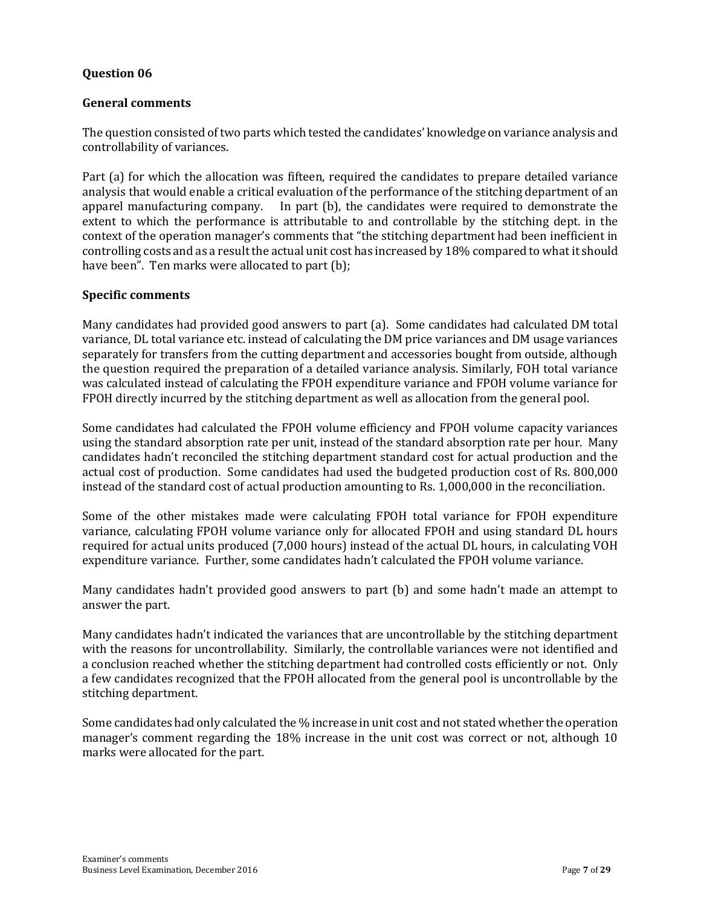## Question 06

### General comments

The question consisted of two parts which tested the candidates' knowledge on variance analysis and controllability of variances.

Part (a) for which the allocation was fifteen, required the candidates to prepare detailed variance analysis that would enable a critical evaluation of the performance of the stitching department of an apparel manufacturing company. In part (b), the candidates were required to demonstrate the extent to which the performance is attributable to and controllable by the stitching dept. in the context of the operation manager's comments that "the stitching department had been inefficient in controlling costs and as a result the actual unit cost has increased by 18% compared to what it should have been". Ten marks were allocated to part (b);

### Specific comments

Many candidates had provided good answers to part (a). Some candidates had calculated DM total variance, DL total variance etc. instead of calculating the DM price variances and DM usage variances separately for transfers from the cutting department and accessories bought from outside, although the question required the preparation of a detailed variance analysis. Similarly, FOH total variance was calculated instead of calculating the FPOH expenditure variance and FPOH volume variance for FPOH directly incurred by the stitching department as well as allocation from the general pool.

Some candidates had calculated the FPOH volume efficiency and FPOH volume capacity variances using the standard absorption rate per unit, instead of the standard absorption rate per hour. Many candidates hadn't reconciled the stitching department standard cost for actual production and the actual cost of production. Some candidates had used the budgeted production cost of Rs. 800,000 instead of the standard cost of actual production amounting to Rs. 1,000,000 in the reconciliation.

Some of the other mistakes made were calculating FPOH total variance for FPOH expenditure variance, calculating FPOH volume variance only for allocated FPOH and using standard DL hours required for actual units produced (7,000 hours) instead of the actual DL hours, in calculating VOH expenditure variance. Further, some candidates hadn't calculated the FPOH volume variance.

Many candidates hadn't provided good answers to part (b) and some hadn't made an attempt to answer the part.

Many candidates hadn't indicated the variances that are uncontrollable by the stitching department with the reasons for uncontrollability. Similarly, the controllable variances were not identified and a conclusion reached whether the stitching department had controlled costs efficiently or not. Only a few candidates recognized that the FPOH allocated from the general pool is uncontrollable by the stitching department.

Some candidates had only calculated the % increase in unit cost and not stated whether the operation manager's comment regarding the 18% increase in the unit cost was correct or not, although 10 marks were allocated for the part.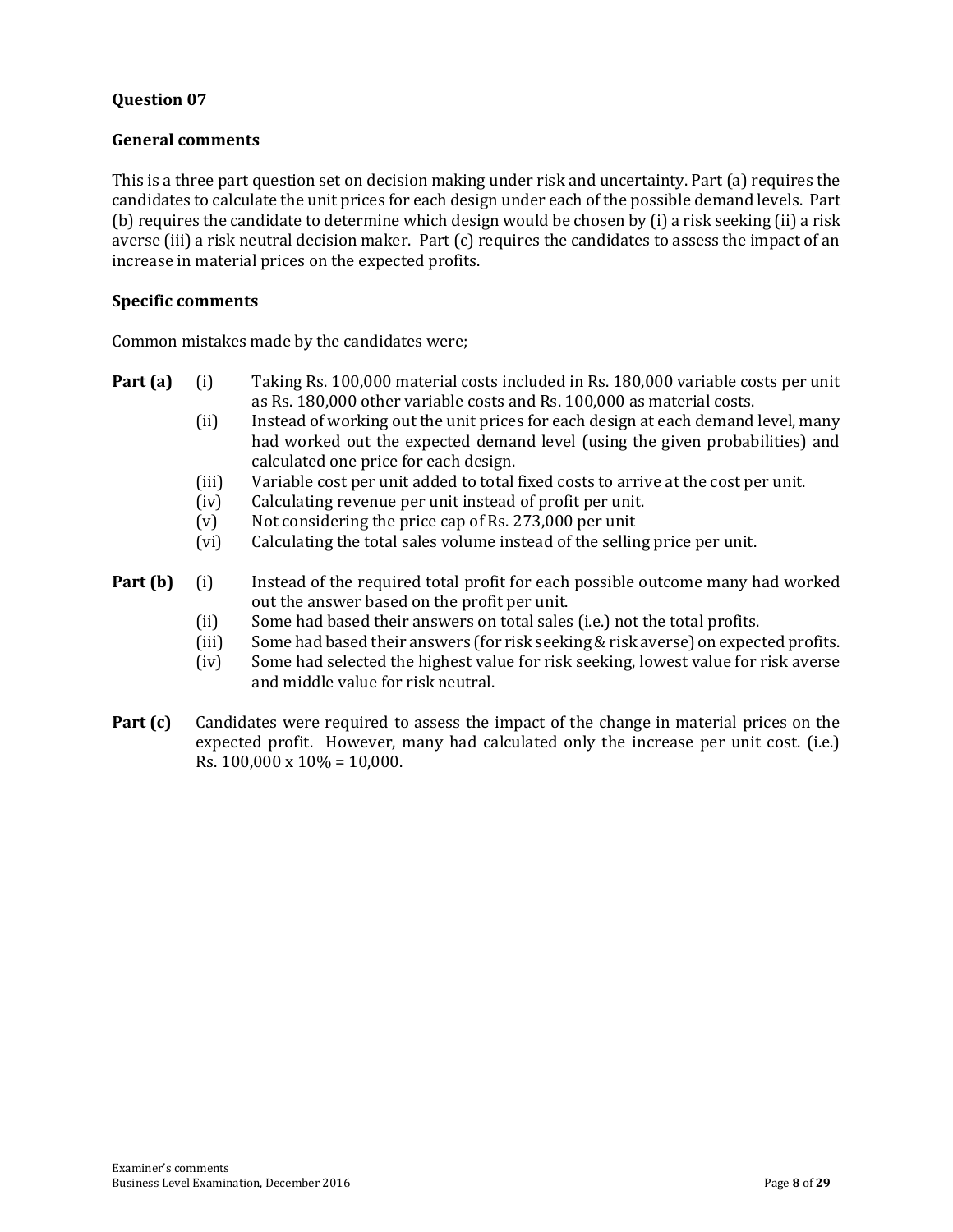## Question 07

### General comments

This is a three part question set on decision making under risk and uncertainty. Part (a) requires the candidates to calculate the unit prices for each design under each of the possible demand levels. Part (b) requires the candidate to determine which design would be chosen by (i) a risk seeking (ii) a risk averse (iii) a risk neutral decision maker. Part (c) requires the candidates to assess the impact of an increase in material prices on the expected profits.

### Specific comments

Common mistakes made by the candidates were;

**Part (a)**

- (i) Taking Rs. 100,000 material costs included in Rs. 180,000 variable costs per unit as Rs. 180,000 other variable costs and Rs. 100,000 as material costs.
- (ii) Instead of working out the unit prices for each design at each demand level, many had worked out the expected demand level (using the given probabilities) and calculated one price for each design.
- (iii) Variable cost per unit added to total fixed costs to arrive at the cost per unit.
- (iv) Calculating revenue per unit instead of profit per unit.
- (v) Not considering the price cap of Rs. 273,000 per unit
- (vi) Calculating the total sales volume instead of the selling price per unit.

**Part (b)**

- (i) Instead of the required total profit for each possible outcome many had worked out the answer based on the profit per unit.
- (ii) Some had based their answers on total sales (i.e.) not the total profits.
- (iii) Some had based their answers (for risk seeking & risk averse) on expected profits.
- (iv) Some had selected the highest value for risk seeking, lowest value for risk averse and middle value for risk neutral.

**Part (c)** Candidates were required to assess the impact of the change in material prices on the expected profit. However, many had calculated only the increase per unit cost. (i.e.) Rs. 100,000 x 10% = 10,000.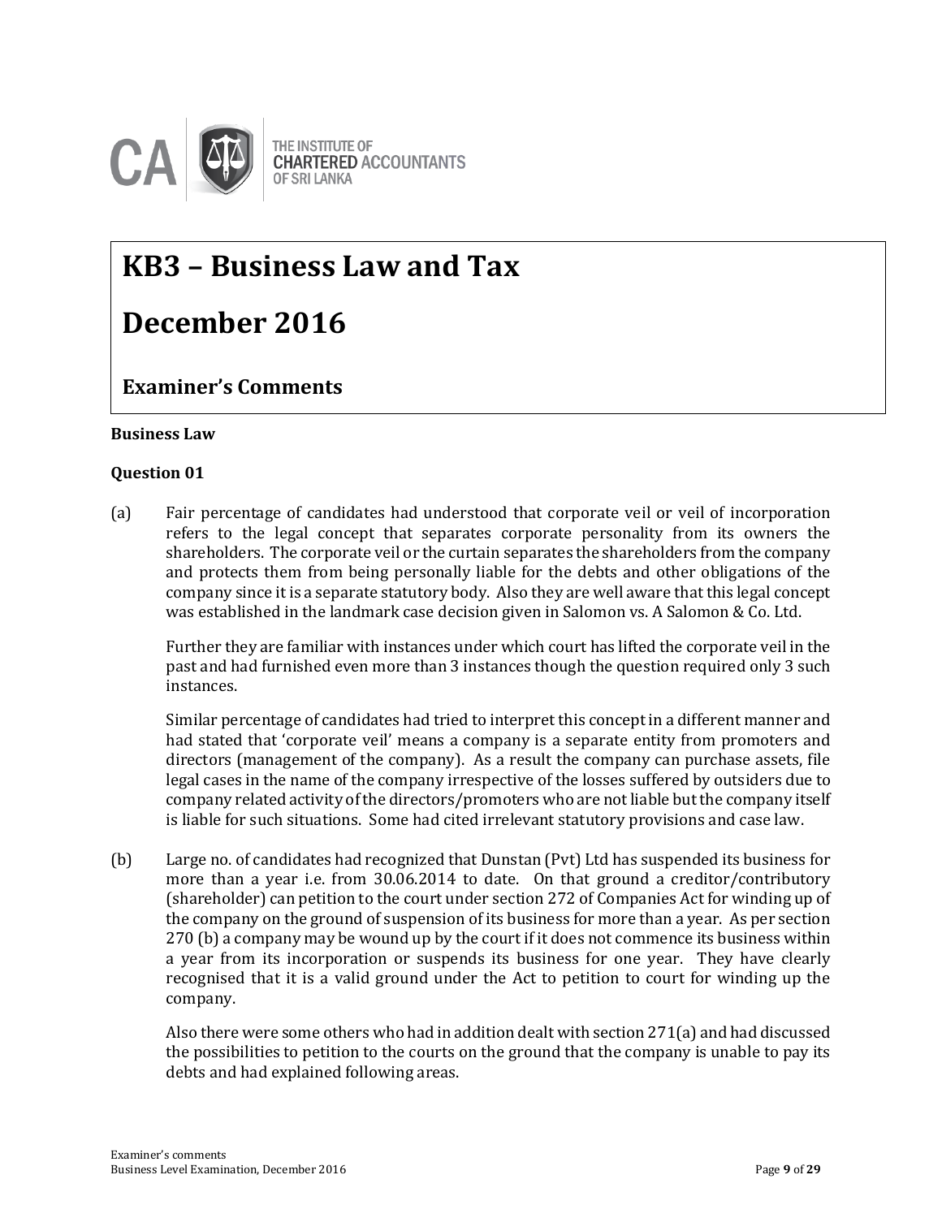# KB3 – Business Law and Tax

# December 2016

## Examiner's Comments

**Business Law**

**Question 01**

(a) Fair percentage of candidates had understood that corporate veil or veil of incorporation refers to the legal concept that separates corporate personality from its owners the shareholders. The corporate veil or the curtain separates the shareholders from the company and protects them from being personally liable for the debts and other obligations of the company since it is a separate statutory body. Also they are well aware that this legal concept was established in the landmark case decision given in Salomon vs. A Salomon & Co. Ltd.

Further they are familiar with instances under which court has lifted the corporate veil in the past and had furnished even more than 3 instances though the question required only 3 such instances.

Similar percentage of candidates had tried to interpret this concept in a different manner and had stated that 'corporate veil' means a company is a separate entity from promoters and directors (management of the company). As a result the company can purchase assets, file legal cases in the name of the company irrespective of the losses suffered by outsiders due to company related activity of the directors/promoters who are not liable but the company itself is liable for such situations. Some had cited irrelevant statutory provisions and case law.

(b) Large no. of candidates had recognized that Dunstan (Pvt) Ltd has suspended its business for more than a year i.e. from 30.06.2014 to date. On that ground a creditor/contributory (shareholder) can petition to the court under section 272 of Companies Act for winding up of the company on the ground of suspension of its business for more than a year. As per section 270 (b) a company may be wound up by the court if it does not commence its business within a year from its incorporation or suspends its business for one year. They have clearly recognised that it is a valid ground under the Act to petition to court for winding up the company.

Also there were some others who had in addition dealt with section 271(a) and had discussed the possibilities to petition to the courts on the ground that the company is unable to pay its debts and had explained following areas.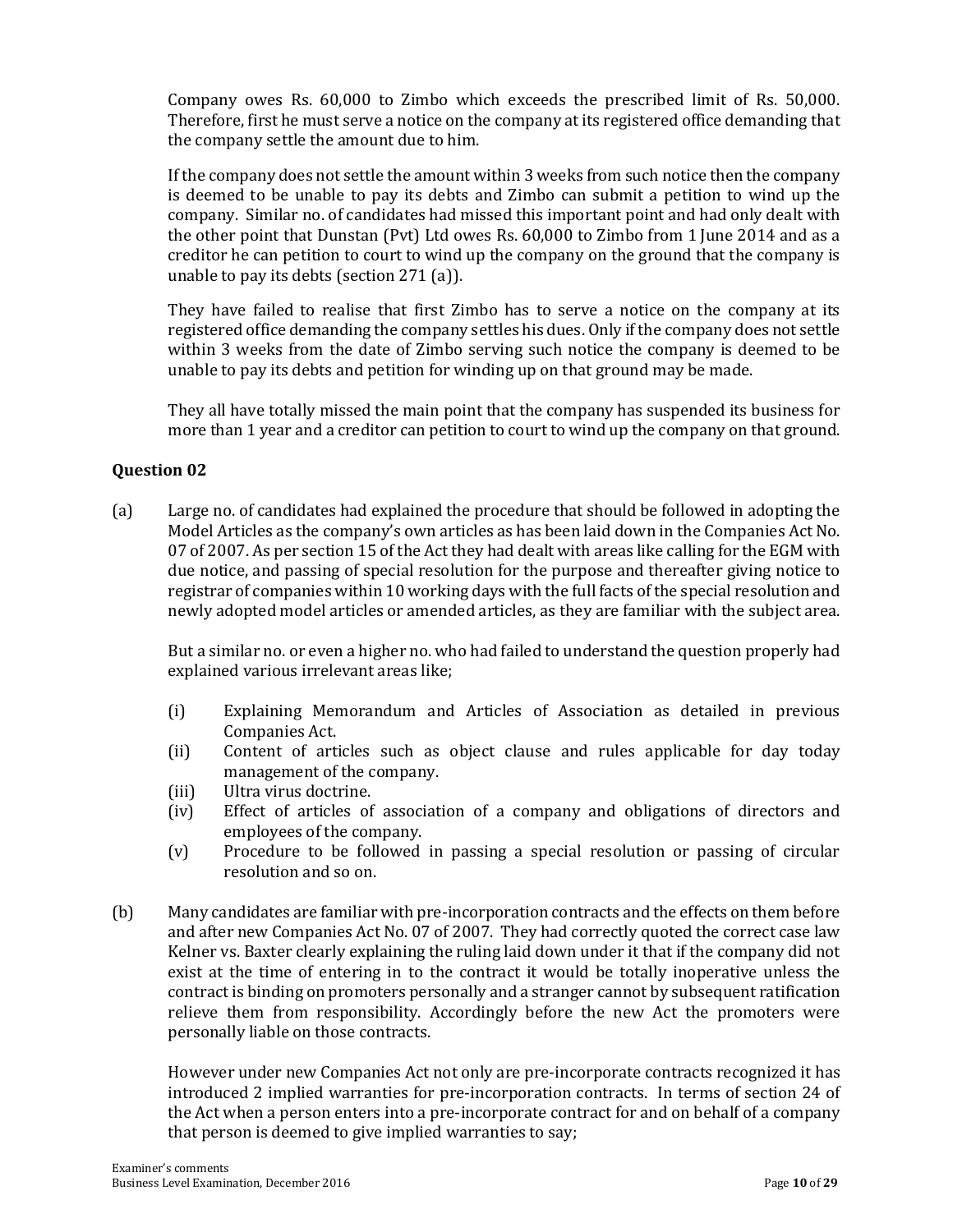Company owes Rs. 60,000 to Zimbo which exceeds the prescribed limit of Rs. 50,000. Therefore, first he must serve a notice on the company at its registered office demanding that the company settle the amount due to him.

If the company does not settle the amount within 3 weeks from such notice then the company is deemed to be unable to pay its debts and Zimbo can submit a petition to wind up the company. Similar no. of candidates had missed this important point and had only dealt with the other point that Dunstan (Pvt) Ltd owes Rs. 60,000 to Zimbo from 1 June 2014 and as a creditor he can petition to court to wind up the company on the ground that the company is unable to pay its debts (section 271 (a)).

They have failed to realise that first Zimbo has to serve a notice on the company at its registered office demanding the company settles his dues. Only if the company does not settle within 3 weeks from the date of Zimbo serving such notice the company is deemed to be unable to pay its debts and petition for winding up on that ground may be made.

They all have totally missed the main point that the company has suspended its business for more than 1 year and a creditor can petition to court to wind up the company on that ground.

## Question 02

(a) Large no. of candidates had explained the procedure that should be followed in adopting the Model Articles as the company's own articles as has been laid down in the Companies Act No. 07 of 2007. As per section 15 of the Act they had dealt with areas like calling for the EGM with due notice, and passing of special resolution for the purpose and thereafter giving notice to registrar of companies within 10 working days with the full facts of the special resolution and newly adopted model articles or amended articles, as they are familiar with the subject area.

But a similar no. or even a higher no. who had failed to understand the question properly had explained various irrelevant areas like;

(i) Explaining Memorandum and Articles of Association as detailed in previous Companies Act.
(ii) Content of articles such as object clause and rules applicable for day today management of the company.
(iii) Ultra virus doctrine.
(iv) Effect of articles of association of a company and obligations of directors and employees of the company.
(v) Procedure to be followed in passing a special resolution or passing of circular resolution and so on.

(b) Many candidates are familiar with pre-incorporation contracts and the effects on them before and after new Companies Act No. 07 of 2007. They had correctly quoted the correct case law Kelner vs. Baxter clearly explaining the ruling laid down under it that if the company did not exist at the time of entering in to the contract it would be totally inoperative unless the contract is binding on promoters personally and a stranger cannot by subsequent ratification relieve them from responsibility. Accordingly before the new Act the promoters were personally liable on those contracts.

However under new Companies Act not only are pre-incorporate contracts recognized it has introduced 2 implied warranties for pre-incorporation contracts. In terms of section 24 of the Act when a person enters into a pre-incorporate contract for and on behalf of a company that person is deemed to give implied warranties to say;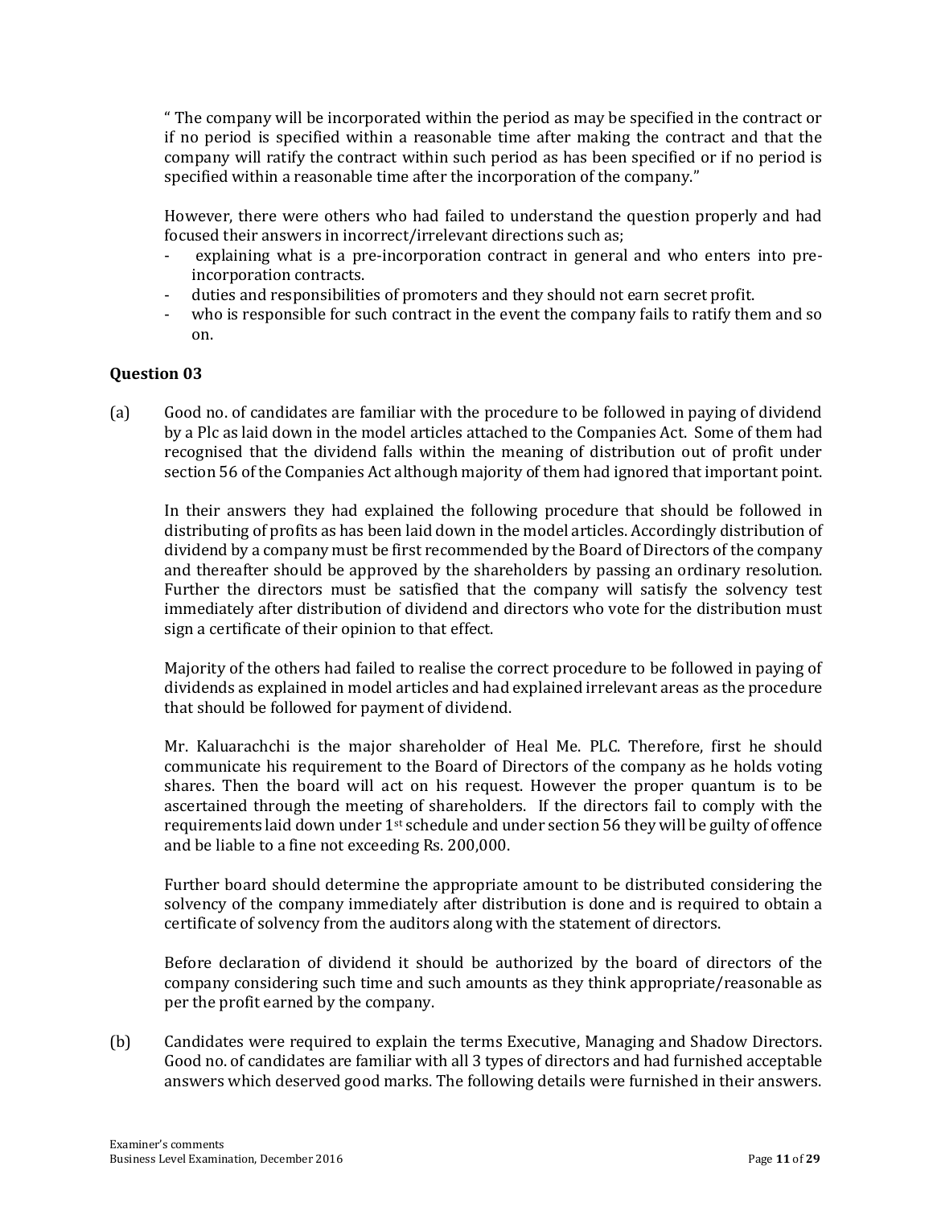" The company will be incorporated within the period as may be specified in the contract or if no period is specified within a reasonable time after making the contract and that the company will ratify the contract within such period as has been specified or if no period is specified within a reasonable time after the incorporation of the company."

However, there were others who had failed to understand the question properly and had focused their answers in incorrect/irrelevant directions such as;

- explaining what is a pre-incorporation contract in general and who enters into pre-incorporation contracts.
- duties and responsibilities of promoters and they should not earn secret profit.
- who is responsible for such contract in the event the company fails to ratify them and so on.

### Question 03

(a) Good no. of candidates are familiar with the procedure to be followed in paying of dividend by a Plc as laid down in the model articles attached to the Companies Act. Some of them had recognised that the dividend falls within the meaning of distribution out of profit under section 56 of the Companies Act although majority of them had ignored that important point.

In their answers they had explained the following procedure that should be followed in distributing of profits as has been laid down in the model articles. Accordingly distribution of dividend by a company must be first recommended by the Board of Directors of the company and thereafter should be approved by the shareholders by passing an ordinary resolution. Further the directors must be satisfied that the company will satisfy the solvency test immediately after distribution of dividend and directors who vote for the distribution must sign a certificate of their opinion to that effect.

Majority of the others had failed to realise the correct procedure to be followed in paying of dividends as explained in model articles and had explained irrelevant areas as the procedure that should be followed for payment of dividend.

Mr. Kaluarachchi is the major shareholder of Heal Me. PLC. Therefore, first he should communicate his requirement to the Board of Directors of the company as he holds voting shares. Then the board will act on his request. However the proper quantum is to be ascertained through the meeting of shareholders. If the directors fail to comply with the requirements laid down under 1st schedule and under section 56 they will be guilty of offence and be liable to a fine not exceeding Rs. 200,000.

Further board should determine the appropriate amount to be distributed considering the solvency of the company immediately after distribution is done and is required to obtain a certificate of solvency from the auditors along with the statement of directors.

Before declaration of dividend it should be authorized by the board of directors of the company considering such time and such amounts as they think appropriate/reasonable as per the profit earned by the company.

(b) Candidates were required to explain the terms Executive, Managing and Shadow Directors. Good no. of candidates are familiar with all 3 types of directors and had furnished acceptable answers which deserved good marks. The following details were furnished in their answers.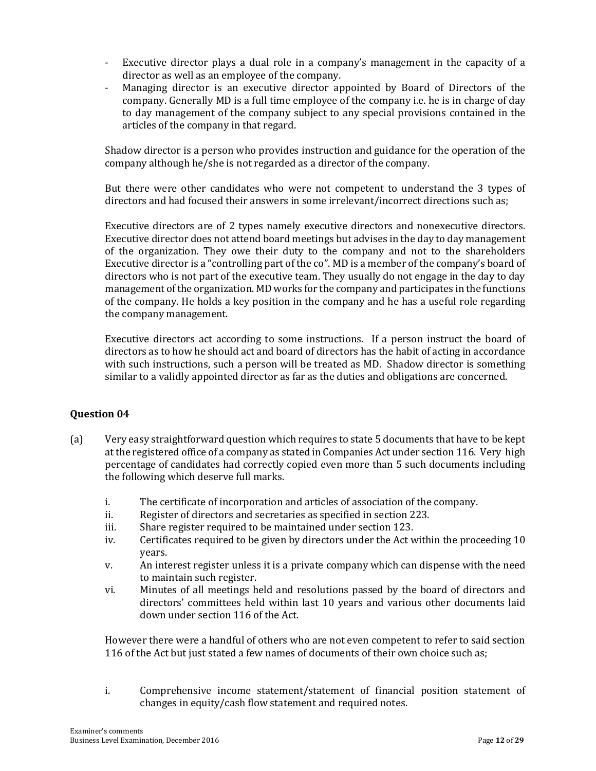- Executive director plays a dual role in a company's management in the capacity of a director as well as an employee of the company.
- Managing director is an executive director appointed by Board of Directors of the company. Generally MD is a full time employee of the company i.e. he is in charge of day to day management of the company subject to any special provisions contained in the articles of the company in that regard.

Shadow director is a person who provides instruction and guidance for the operation of the company although he/she is not regarded as a director of the company.

But there were other candidates who were not competent to understand the 3 types of directors and had focused their answers in some irrelevant/incorrect directions such as;

Executive directors are of 2 types namely executive directors and nonexecutive directors. Executive director does not attend board meetings but advises in the day to day management of the organization. They owe their duty to the company and not to the shareholders Executive director is a "controlling part of the co". MD is a member of the company's board of directors who is not part of the executive team. They usually do not engage in the day to day management of the organization. MD works for the company and participates in the functions of the company. He holds a key position in the company and he has a useful role regarding the company management.

Executive directors act according to some instructions. If a person instruct the board of directors as to how he should act and board of directors has the habit of acting in accordance with such instructions, such a person will be treated as MD. Shadow director is something similar to a validly appointed director as far as the duties and obligations are concerned.

## Question 04

(a) Very easy straightforward question which requires to state 5 documents that have to be kept at the registered office of a company as stated in Companies Act under section 116. Very high percentage of candidates had correctly copied even more than 5 such documents including the following which deserve full marks.

i. The certificate of incorporation and articles of association of the company.
ii. Register of directors and secretaries as specified in section 223.
iii. Share register required to be maintained under section 123.
iv. Certificates required to be given by directors under the Act within the proceeding 10 years.
v. An interest register unless it is a private company which can dispense with the need to maintain such register.
vi. Minutes of all meetings held and resolutions passed by the board of directors and directors' committees held within last 10 years and various other documents laid down under section 116 of the Act.

However there were a handful of others who are not even competent to refer to said section 116 of the Act but just stated a few names of documents of their own choice such as;

i. Comprehensive income statement/statement of financial position statement of changes in equity/cash flow statement and required notes.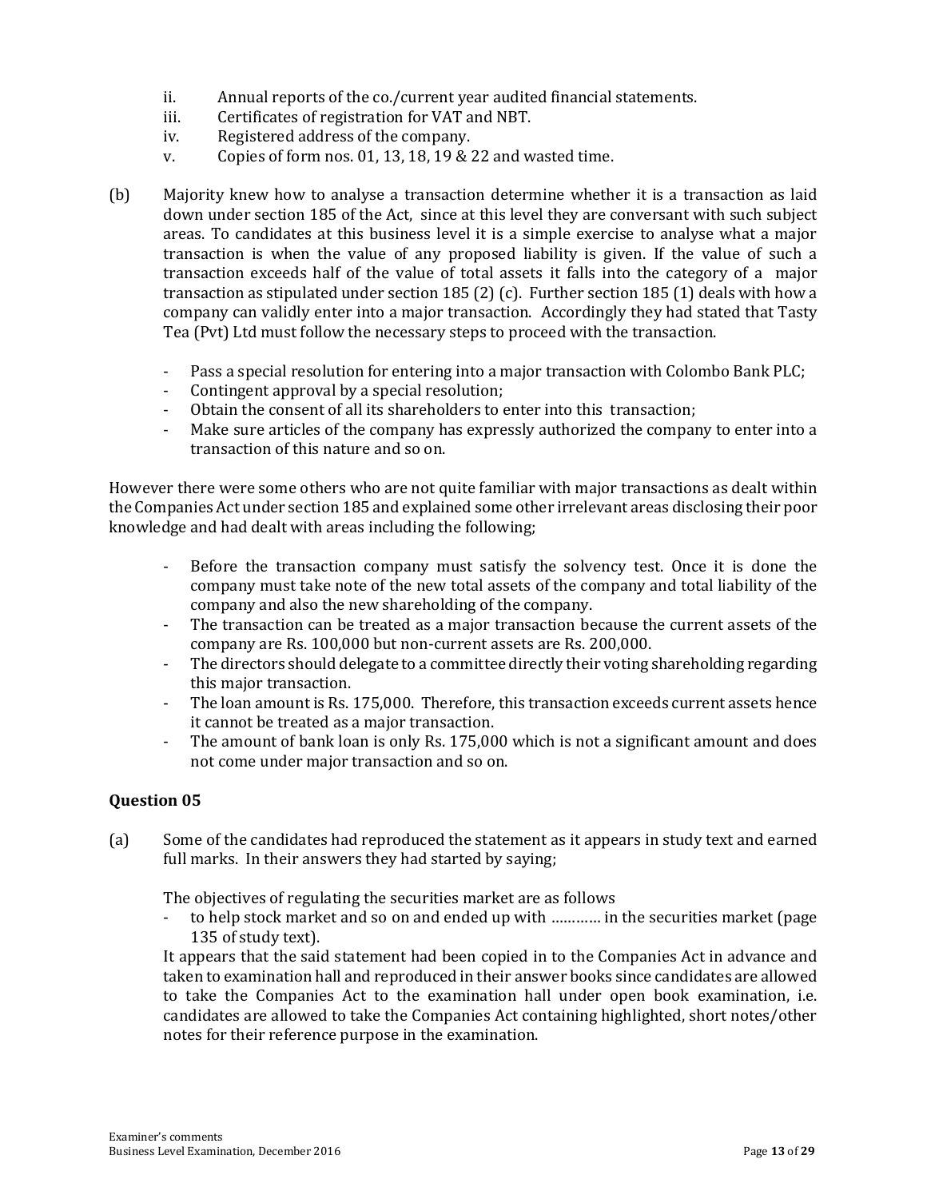ii. Annual reports of the co./current year audited financial statements.
iii. Certificates of registration for VAT and NBT.
iv. Registered address of the company.
v. Copies of form nos. 01, 13, 18, 19 & 22 and wasted time.

(b) Majority knew how to analyse a transaction determine whether it is a transaction as laid down under section 185 of the Act, since at this level they are conversant with such subject areas. To candidates at this business level it is a simple exercise to analyse what a major transaction is when the value of any proposed liability is given. If the value of such a transaction exceeds half of the value of total assets it falls into the category of a major transaction as stipulated under section 185 (2) (c). Further section 185 (1) deals with how a company can validly enter into a major transaction. Accordingly they had stated that Tasty Tea (Pvt) Ltd must follow the necessary steps to proceed with the transaction.

- Pass a special resolution for entering into a major transaction with Colombo Bank PLC;
- Contingent approval by a special resolution;
- Obtain the consent of all its shareholders to enter into this transaction;
- Make sure articles of the company has expressly authorized the company to enter into a transaction of this nature and so on.

However there were some others who are not quite familiar with major transactions as dealt within the Companies Act under section 185 and explained some other irrelevant areas disclosing their poor knowledge and had dealt with areas including the following;

- Before the transaction company must satisfy the solvency test. Once it is done the company must take note of the new total assets of the company and total liability of the company and also the new shareholding of the company.
- The transaction can be treated as a major transaction because the current assets of the company are Rs. 100,000 but non-current assets are Rs. 200,000.
- The directors should delegate to a committee directly their voting shareholding regarding this major transaction.
- The loan amount is Rs. 175,000. Therefore, this transaction exceeds current assets hence it cannot be treated as a major transaction.
- The amount of bank loan is only Rs. 175,000 which is not a significant amount and does not come under major transaction and so on.

## Question 05

(a) Some of the candidates had reproduced the statement as it appears in study text and earned full marks. In their answers they had started by saying;

The objectives of regulating the securities market are as follows

- to help stock market and so on and ended up with ………… in the securities market (page 135 of study text).

It appears that the said statement had been copied in to the Companies Act in advance and taken to examination hall and reproduced in their answer books since candidates are allowed to take the Companies Act to the examination hall under open book examination, i.e. candidates are allowed to take the Companies Act containing highlighted, short notes/other notes for their reference purpose in the examination.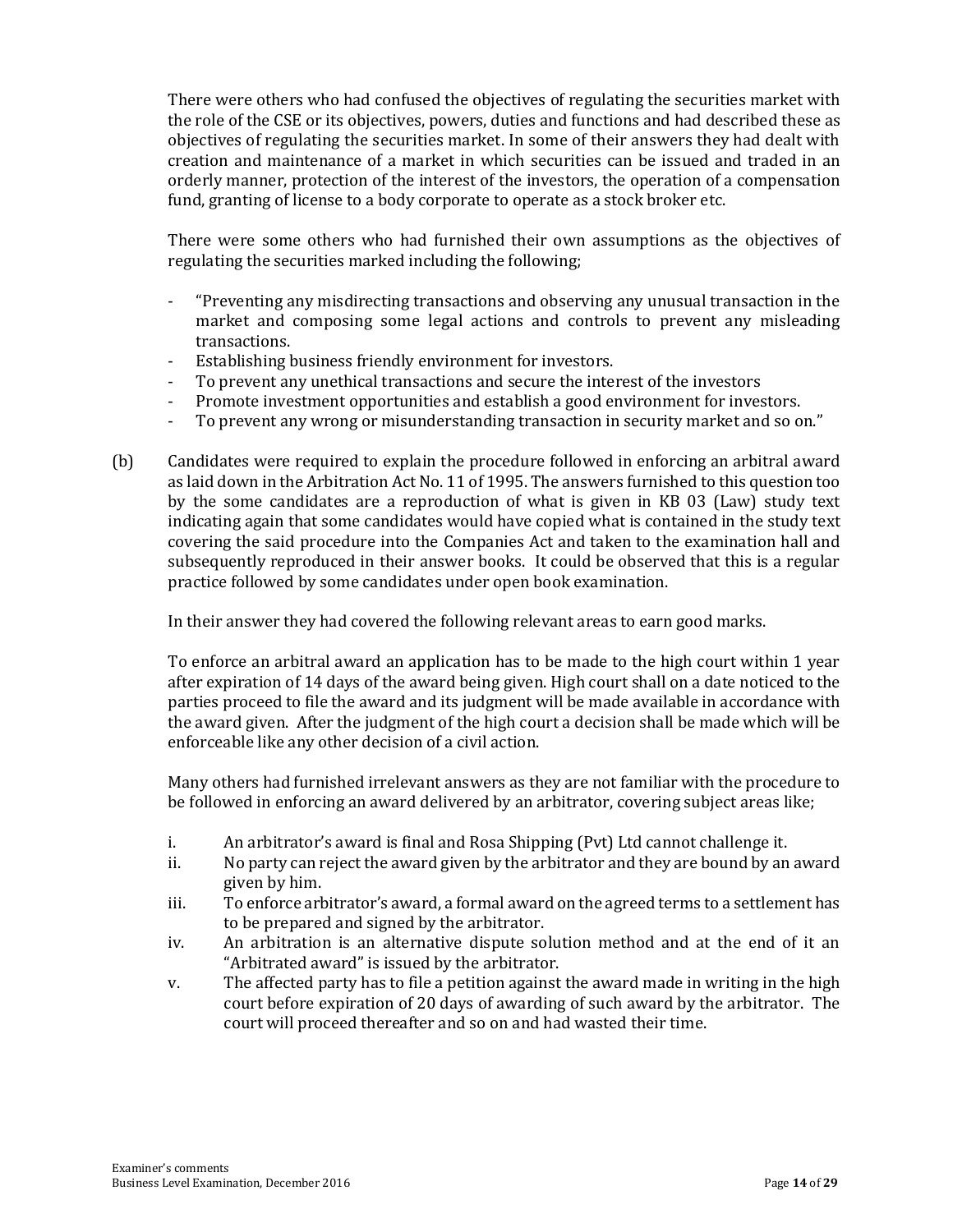There were others who had confused the objectives of regulating the securities market with the role of the CSE or its objectives, powers, duties and functions and had described these as objectives of regulating the securities market. In some of their answers they had dealt with creation and maintenance of a market in which securities can be issued and traded in an orderly manner, protection of the interest of the investors, the operation of a compensation fund, granting of license to a body corporate to operate as a stock broker etc.

There were some others who had furnished their own assumptions as the objectives of regulating the securities marked including the following;

- "Preventing any misdirecting transactions and observing any unusual transaction in the market and composing some legal actions and controls to prevent any misleading transactions.
- Establishing business friendly environment for investors.
- To prevent any unethical transactions and secure the interest of the investors
- Promote investment opportunities and establish a good environment for investors.
- To prevent any wrong or misunderstanding transaction in security market and so on."

(b) Candidates were required to explain the procedure followed in enforcing an arbitral award as laid down in the Arbitration Act No. 11 of 1995. The answers furnished to this question too by the some candidates are a reproduction of what is given in KB 03 (Law) study text indicating again that some candidates would have copied what is contained in the study text covering the said procedure into the Companies Act and taken to the examination hall and subsequently reproduced in their answer books. It could be observed that this is a regular practice followed by some candidates under open book examination.

In their answer they had covered the following relevant areas to earn good marks.

To enforce an arbitral award an application has to be made to the high court within 1 year after expiration of 14 days of the award being given. High court shall on a date noticed to the parties proceed to file the award and its judgment will be made available in accordance with the award given. After the judgment of the high court a decision shall be made which will be enforceable like any other decision of a civil action.

Many others had furnished irrelevant answers as they are not familiar with the procedure to be followed in enforcing an award delivered by an arbitrator, covering subject areas like;

i. An arbitrator's award is final and Rosa Shipping (Pvt) Ltd cannot challenge it.
ii. No party can reject the award given by the arbitrator and they are bound by an award given by him.
iii. To enforce arbitrator's award, a formal award on the agreed terms to a settlement has to be prepared and signed by the arbitrator.
iv. An arbitration is an alternative dispute solution method and at the end of it an "Arbitrated award" is issued by the arbitrator.
v. The affected party has to file a petition against the award made in writing in the high court before expiration of 20 days of awarding of such award by the arbitrator. The court will proceed thereafter and so on and had wasted their time.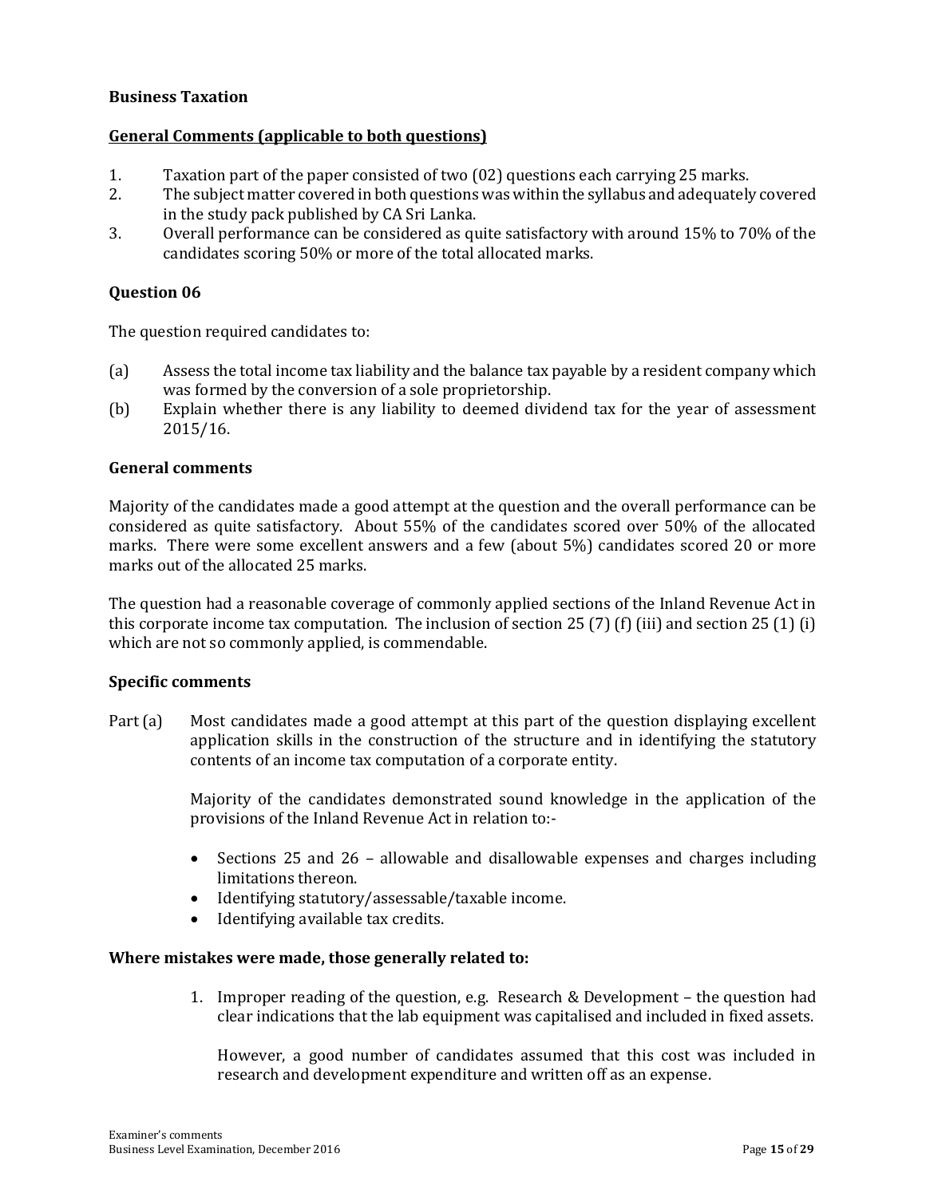**Business Taxation**

**General Comments (applicable to both questions)**

1. Taxation part of the paper consisted of two (02) questions each carrying 25 marks.
2. The subject matter covered in both questions was within the syllabus and adequately covered in the study pack published by CA Sri Lanka.
3. Overall performance can be considered as quite satisfactory with around 15% to 70% of the candidates scoring 50% or more of the total allocated marks.

**Question 06**

The question required candidates to:

(a) Assess the total income tax liability and the balance tax payable by a resident company which was formed by the conversion of a sole proprietorship.

(b) Explain whether there is any liability to deemed dividend tax for the year of assessment 2015/16.

**General comments**

Majority of the candidates made a good attempt at the question and the overall performance can be considered as quite satisfactory. About 55% of the candidates scored over 50% of the allocated marks. There were some excellent answers and a few (about 5%) candidates scored 20 or more marks out of the allocated 25 marks.

The question had a reasonable coverage of commonly applied sections of the Inland Revenue Act in this corporate income tax computation. The inclusion of section 25 (7) (f) (iii) and section 25 (1) (i) which are not so commonly applied, is commendable.

**Specific comments**

Part (a) Most candidates made a good attempt at this part of the question displaying excellent application skills in the construction of the structure and in identifying the statutory contents of an income tax computation of a corporate entity.

Majority of the candidates demonstrated sound knowledge in the application of the provisions of the Inland Revenue Act in relation to:-

- Sections 25 and 26 – allowable and disallowable expenses and charges including limitations thereon.
- Identifying statutory/assessable/taxable income.
- Identifying available tax credits.

**Where mistakes were made, those generally related to:**

1. Improper reading of the question, e.g. Research & Development – the question had clear indications that the lab equipment was capitalised and included in fixed assets.

   However, a good number of candidates assumed that this cost was included in research and development expenditure and written off as an expense.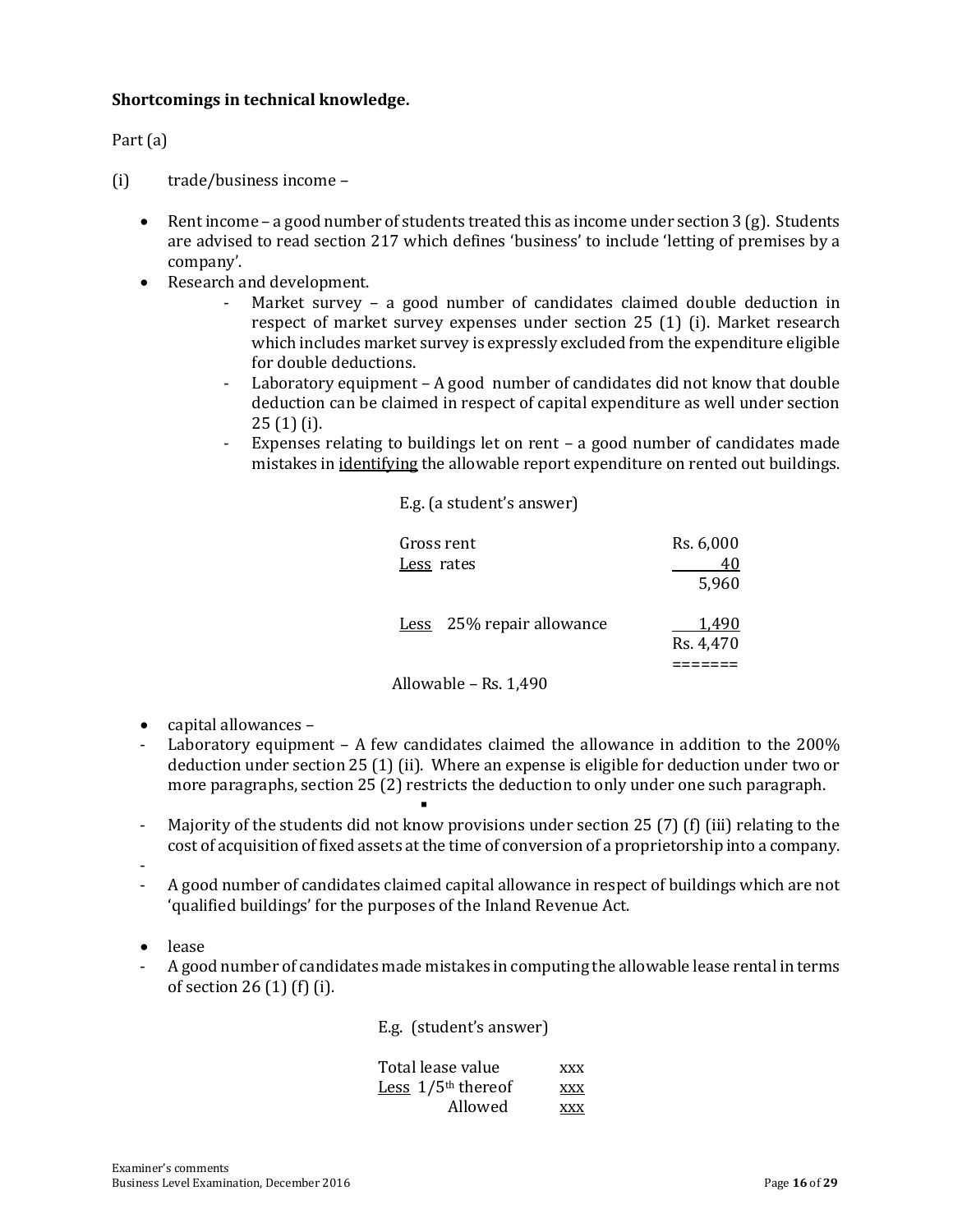**Shortcomings in technical knowledge.**

Part (a)

(i) trade/business income –

- Rent income – a good number of students treated this as income under section 3 (g). Students are advised to read section 217 which defines 'business' to include 'letting of premises by a company'.
- Research and development.
  - Market survey – a good number of candidates claimed double deduction in respect of market survey expenses under section 25 (1) (i). Market research which includes market survey is expressly excluded from the expenditure eligible for double deductions.
  - Laboratory equipment – A good number of candidates did not know that double deduction can be claimed in respect of capital expenditure as well under section 25 (1) (i).
  - Expenses relating to buildings let on rent – a good number of candidates made mistakes in identifying the allowable report expenditure on rented out buildings.

E.g. (a student's answer)

| | |
|---|---|
| Gross rent | Rs. 6,000 |
| Less rates | 40 |
| | 5,960 |
| Less 25% repair allowance | 1,490 |
| | Rs. 4,470 |
| | ======= |

Allowable – Rs. 1,490

- capital allowances –
- Laboratory equipment – A few candidates claimed the allowance in addition to the 200% deduction under section 25 (1) (ii). Where an expense is eligible for deduction under two or more paragraphs, section 25 (2) restricts the deduction to only under one such paragraph.
- Majority of the students did not know provisions under section 25 (7) (f) (iii) relating to the cost of acquisition of fixed assets at the time of conversion of a proprietorship into a company.
- A good number of candidates claimed capital allowance in respect of buildings which are not 'qualified buildings' for the purposes of the Inland Revenue Act.

- lease
- A good number of candidates made mistakes in computing the allowable lease rental in terms of section 26 (1) (f) (i).

E.g. (student's answer)

| | |
|---|---|
| Total lease value | xxx |
| Less 1/5th thereof | xxx |
| Allowed | xxx |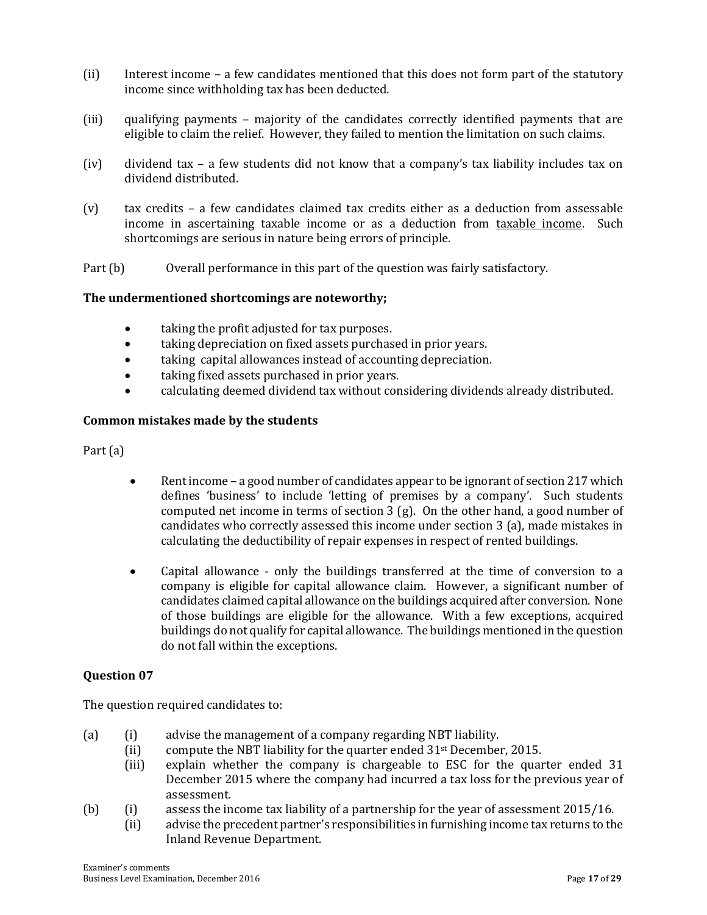(ii) Interest income – a few candidates mentioned that this does not form part of the statutory income since withholding tax has been deducted.

(iii) qualifying payments – majority of the candidates correctly identified payments that are eligible to claim the relief. However, they failed to mention the limitation on such claims.

(iv) dividend tax – a few students did not know that a company's tax liability includes tax on dividend distributed.

(v) tax credits – a few candidates claimed tax credits either as a deduction from assessable income in ascertaining taxable income or as a deduction from <u>taxable income</u>. Such shortcomings are serious in nature being errors of principle.

Part (b) Overall performance in this part of the question was fairly satisfactory.

**The undermentioned shortcomings are noteworthy;**

- taking the profit adjusted for tax purposes.
- taking depreciation on fixed assets purchased in prior years.
- taking capital allowances instead of accounting depreciation.
- taking fixed assets purchased in prior years.
- calculating deemed dividend tax without considering dividends already distributed.

**Common mistakes made by the students**

Part (a)

- Rent income – a good number of candidates appear to be ignorant of section 217 which defines 'business' to include 'letting of premises by a company'. Such students computed net income in terms of section 3 (g). On the other hand, a good number of candidates who correctly assessed this income under section 3 (a), made mistakes in calculating the deductibility of repair expenses in respect of rented buildings.

- Capital allowance - only the buildings transferred at the time of conversion to a company is eligible for capital allowance claim. However, a significant number of candidates claimed capital allowance on the buildings acquired after conversion. None of those buildings are eligible for the allowance. With a few exceptions, acquired buildings do not qualify for capital allowance. The buildings mentioned in the question do not fall within the exceptions.

## Question 07

The question required candidates to:

(a) (i) advise the management of a company regarding NBT liability.
 (ii) compute the NBT liability for the quarter ended 31st December, 2015.
 (iii) explain whether the company is chargeable to ESC for the quarter ended 31 December 2015 where the company had incurred a tax loss for the previous year of assessment.

(b) (i) assess the income tax liability of a partnership for the year of assessment 2015/16.
 (ii) advise the precedent partner's responsibilities in furnishing income tax returns to the Inland Revenue Department.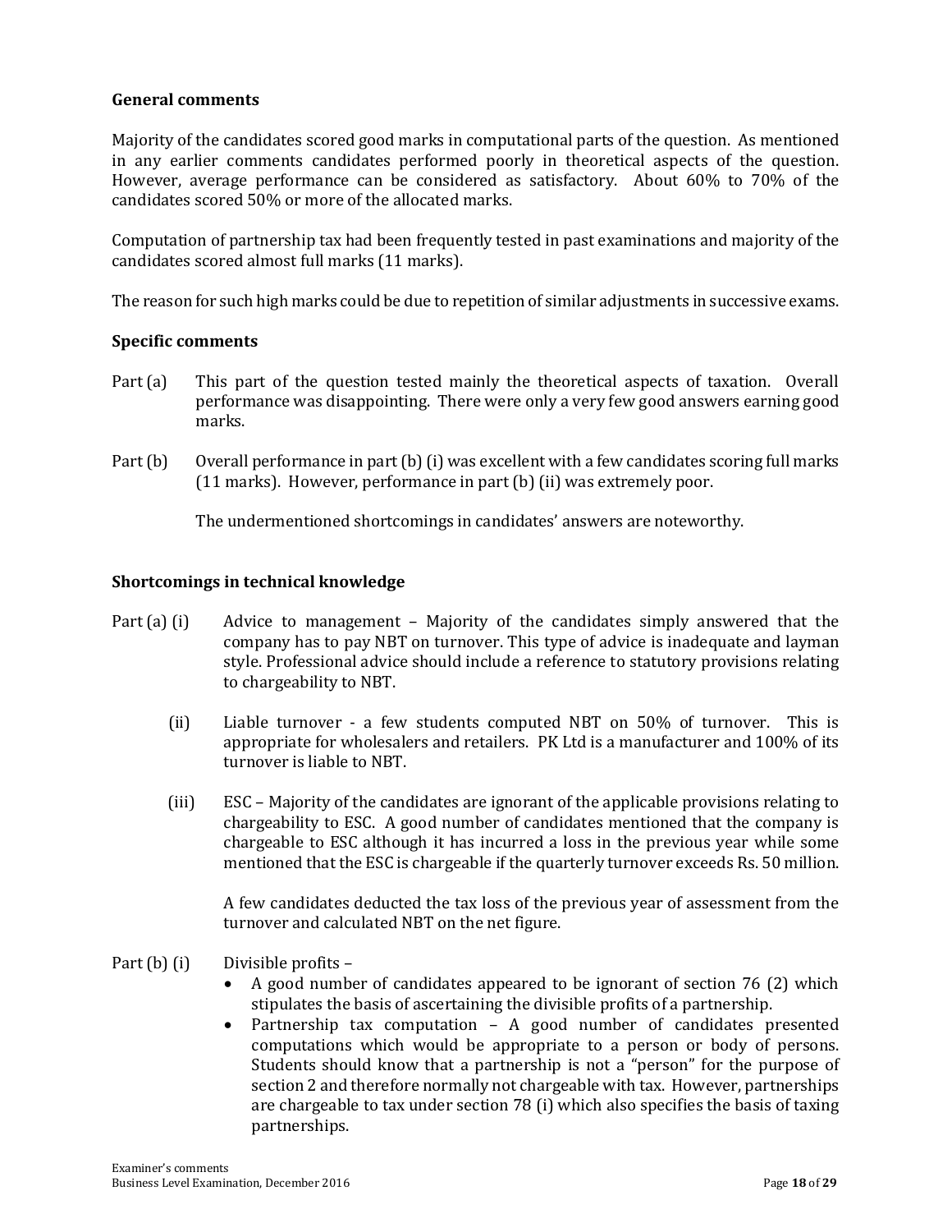### General comments

Majority of the candidates scored good marks in computational parts of the question. As mentioned in any earlier comments candidates performed poorly in theoretical aspects of the question. However, average performance can be considered as satisfactory. About 60% to 70% of the candidates scored 50% or more of the allocated marks.

Computation of partnership tax had been frequently tested in past examinations and majority of the candidates scored almost full marks (11 marks).

The reason for such high marks could be due to repetition of similar adjustments in successive exams.

### Specific comments

Part (a) This part of the question tested mainly the theoretical aspects of taxation. Overall performance was disappointing. There were only a very few good answers earning good marks.

Part (b) Overall performance in part (b) (i) was excellent with a few candidates scoring full marks (11 marks). However, performance in part (b) (ii) was extremely poor.

The undermentioned shortcomings in candidates' answers are noteworthy.

### Shortcomings in technical knowledge

Part (a) (i) Advice to management – Majority of the candidates simply answered that the company has to pay NBT on turnover. This type of advice is inadequate and layman style. Professional advice should include a reference to statutory provisions relating to chargeability to NBT.

(ii) Liable turnover - a few students computed NBT on 50% of turnover. This is appropriate for wholesalers and retailers. PK Ltd is a manufacturer and 100% of its turnover is liable to NBT.

(iii) ESC – Majority of the candidates are ignorant of the applicable provisions relating to chargeability to ESC. A good number of candidates mentioned that the company is chargeable to ESC although it has incurred a loss in the previous year while some mentioned that the ESC is chargeable if the quarterly turnover exceeds Rs. 50 million.

A few candidates deducted the tax loss of the previous year of assessment from the turnover and calculated NBT on the net figure.

Part (b) (i) Divisible profits –

- A good number of candidates appeared to be ignorant of section 76 (2) which stipulates the basis of ascertaining the divisible profits of a partnership.
- Partnership tax computation – A good number of candidates presented computations which would be appropriate to a person or body of persons. Students should know that a partnership is not a "person" for the purpose of section 2 and therefore normally not chargeable with tax. However, partnerships are chargeable to tax under section 78 (i) which also specifies the basis of taxing partnerships.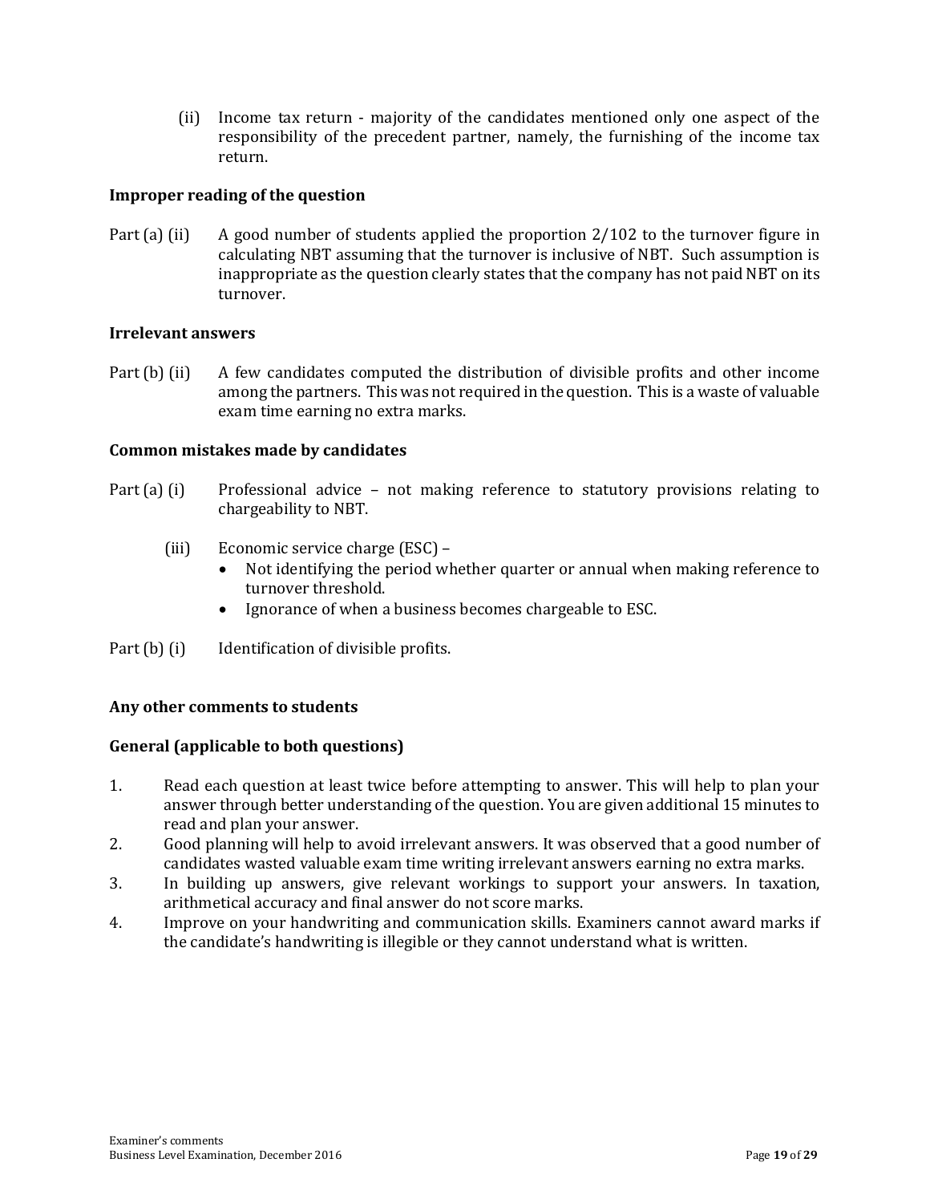(ii) Income tax return - majority of the candidates mentioned only one aspect of the responsibility of the precedent partner, namely, the furnishing of the income tax return.

**Improper reading of the question**

Part (a) (ii) A good number of students applied the proportion 2/102 to the turnover figure in calculating NBT assuming that the turnover is inclusive of NBT. Such assumption is inappropriate as the question clearly states that the company has not paid NBT on its turnover.

**Irrelevant answers**

Part (b) (ii) A few candidates computed the distribution of divisible profits and other income among the partners. This was not required in the question. This is a waste of valuable exam time earning no extra marks.

**Common mistakes made by candidates**

Part (a) (i) Professional advice – not making reference to statutory provisions relating to chargeability to NBT.

(iii) Economic service charge (ESC) –

- Not identifying the period whether quarter or annual when making reference to turnover threshold.
- Ignorance of when a business becomes chargeable to ESC.

Part (b) (i) Identification of divisible profits.

**Any other comments to students**

**General (applicable to both questions)**

1. Read each question at least twice before attempting to answer. This will help to plan your answer through better understanding of the question. You are given additional 15 minutes to read and plan your answer.
2. Good planning will help to avoid irrelevant answers. It was observed that a good number of candidates wasted valuable exam time writing irrelevant answers earning no extra marks.
3. In building up answers, give relevant workings to support your answers. In taxation, arithmetical accuracy and final answer do not score marks.
4. Improve on your handwriting and communication skills. Examiners cannot award marks if the candidate's handwriting is illegible or they cannot understand what is written.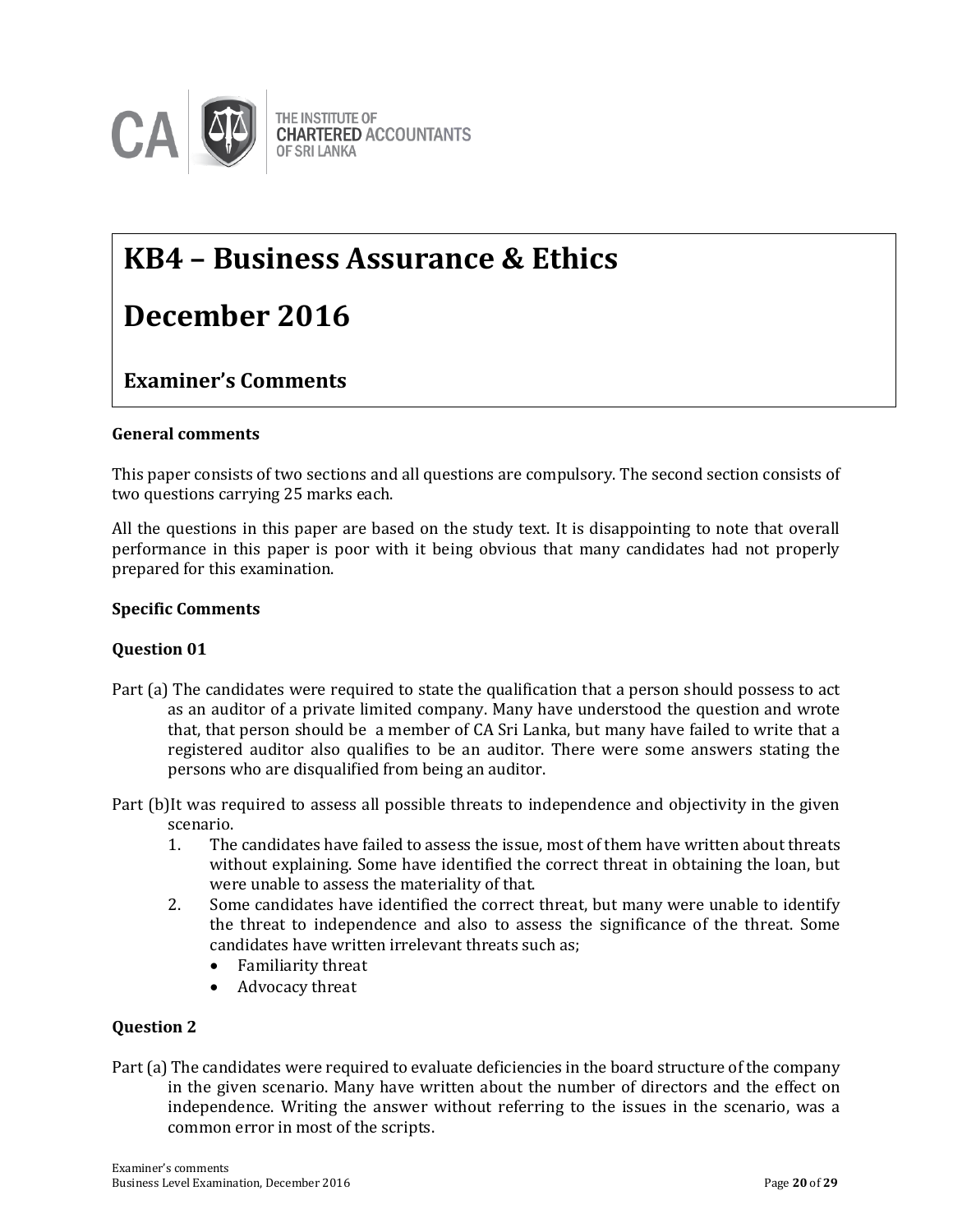# KB4 – Business Assurance & Ethics

# December 2016

## Examiner's Comments

**General comments**

This paper consists of two sections and all questions are compulsory. The second section consists of two questions carrying 25 marks each.

All the questions in this paper are based on the study text. It is disappointing to note that overall performance in this paper is poor with it being obvious that many candidates had not properly prepared for this examination.

**Specific Comments**

**Question 01**

Part (a) The candidates were required to state the qualification that a person should possess to act as an auditor of a private limited company. Many have understood the question and wrote that, that person should be a member of CA Sri Lanka, but many have failed to write that a registered auditor also qualifies to be an auditor. There were some answers stating the persons who are disqualified from being an auditor.

Part (b)It was required to assess all possible threats to independence and objectivity in the given scenario.

1. The candidates have failed to assess the issue, most of them have written about threats without explaining. Some have identified the correct threat in obtaining the loan, but were unable to assess the materiality of that.
2. Some candidates have identified the correct threat, but many were unable to identify the threat to independence and also to assess the significance of the threat. Some candidates have written irrelevant threats such as;
   - Familiarity threat
   - Advocacy threat

**Question 2**

Part (a) The candidates were required to evaluate deficiencies in the board structure of the company in the given scenario. Many have written about the number of directors and the effect on independence. Writing the answer without referring to the issues in the scenario, was a common error in most of the scripts.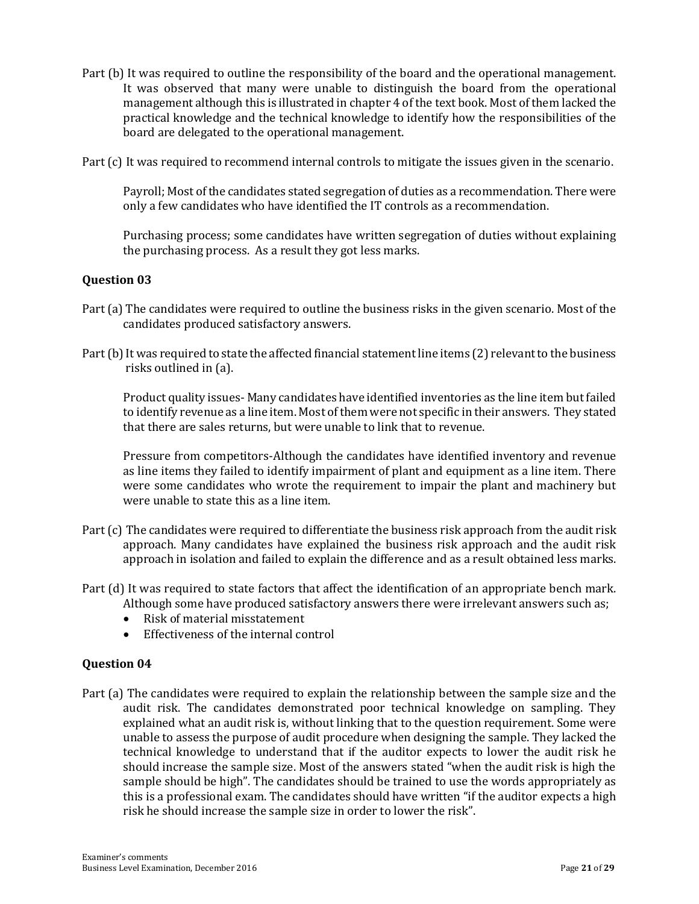Part (b) It was required to outline the responsibility of the board and the operational management. It was observed that many were unable to distinguish the board from the operational management although this is illustrated in chapter 4 of the text book. Most of them lacked the practical knowledge and the technical knowledge to identify how the responsibilities of the board are delegated to the operational management.

Part (c) It was required to recommend internal controls to mitigate the issues given in the scenario.

Payroll; Most of the candidates stated segregation of duties as a recommendation. There were only a few candidates who have identified the IT controls as a recommendation.

Purchasing process; some candidates have written segregation of duties without explaining the purchasing process. As a result they got less marks.

### Question 03

Part (a) The candidates were required to outline the business risks in the given scenario. Most of the candidates produced satisfactory answers.

Part (b) It was required to state the affected financial statement line items (2) relevant to the business risks outlined in (a).

Product quality issues- Many candidates have identified inventories as the line item but failed to identify revenue as a line item. Most of them were not specific in their answers. They stated that there are sales returns, but were unable to link that to revenue.

Pressure from competitors-Although the candidates have identified inventory and revenue as line items they failed to identify impairment of plant and equipment as a line item. There were some candidates who wrote the requirement to impair the plant and machinery but were unable to state this as a line item.

Part (c) The candidates were required to differentiate the business risk approach from the audit risk approach. Many candidates have explained the business risk approach and the audit risk approach in isolation and failed to explain the difference and as a result obtained less marks.

Part (d) It was required to state factors that affect the identification of an appropriate bench mark. Although some have produced satisfactory answers there were irrelevant answers such as;

- Risk of material misstatement
- Effectiveness of the internal control

### Question 04

Part (a) The candidates were required to explain the relationship between the sample size and the audit risk. The candidates demonstrated poor technical knowledge on sampling. They explained what an audit risk is, without linking that to the question requirement. Some were unable to assess the purpose of audit procedure when designing the sample. They lacked the technical knowledge to understand that if the auditor expects to lower the audit risk he should increase the sample size. Most of the answers stated "when the audit risk is high the sample should be high". The candidates should be trained to use the words appropriately as this is a professional exam. The candidates should have written "if the auditor expects a high risk he should increase the sample size in order to lower the risk".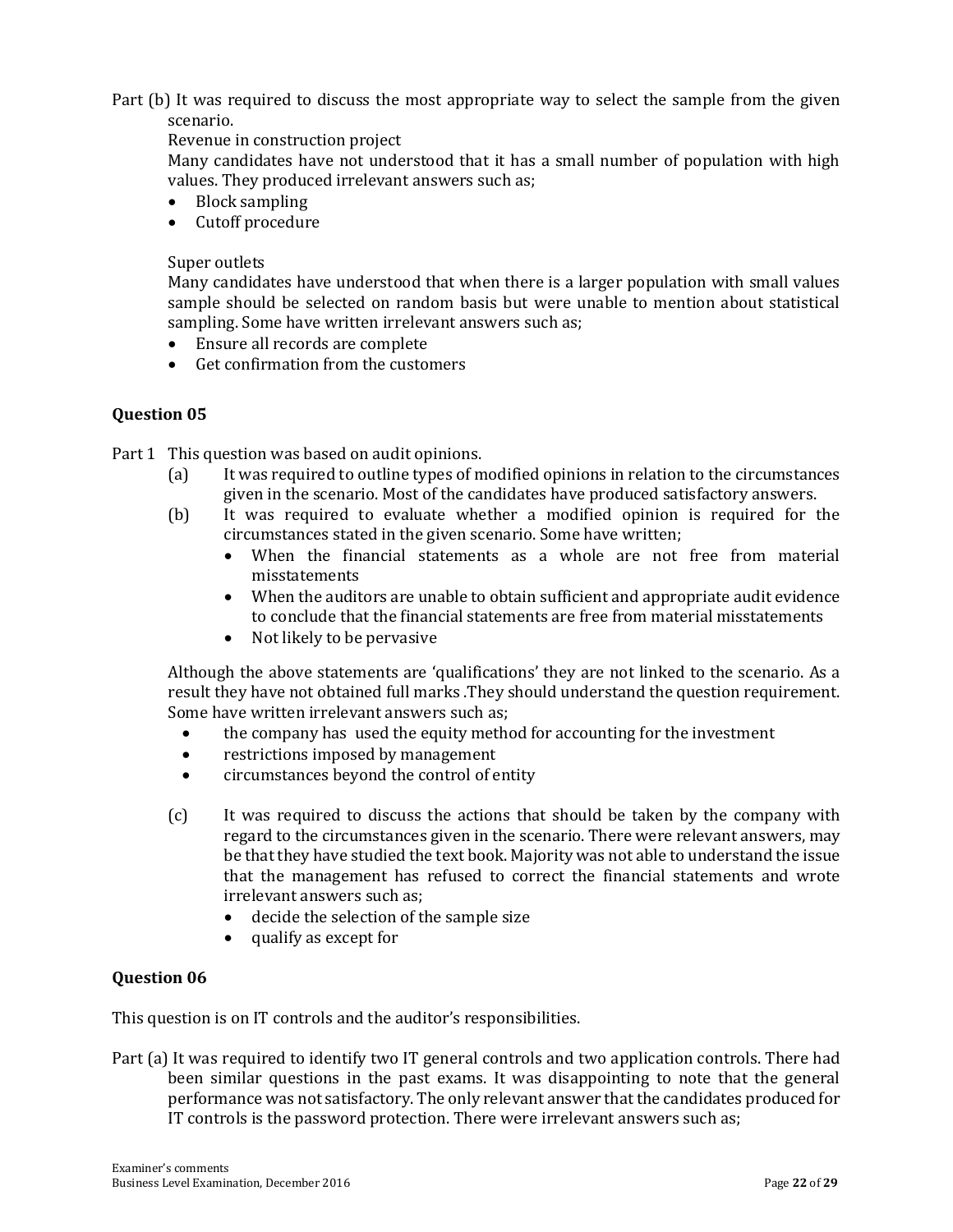Part (b) It was required to discuss the most appropriate way to select the sample from the given scenario.

Revenue in construction project

Many candidates have not understood that it has a small number of population with high values. They produced irrelevant answers such as;

- Block sampling
- Cutoff procedure

Super outlets

Many candidates have understood that when there is a larger population with small values sample should be selected on random basis but were unable to mention about statistical sampling. Some have written irrelevant answers such as;

- Ensure all records are complete
- Get confirmation from the customers

### Question 05

Part 1 This question was based on audit opinions.

(a) It was required to outline types of modified opinions in relation to the circumstances given in the scenario. Most of the candidates have produced satisfactory answers.

(b) It was required to evaluate whether a modified opinion is required for the circumstances stated in the given scenario. Some have written;

- When the financial statements as a whole are not free from material misstatements
- When the auditors are unable to obtain sufficient and appropriate audit evidence to conclude that the financial statements are free from material misstatements
- Not likely to be pervasive

Although the above statements are 'qualifications' they are not linked to the scenario. As a result they have not obtained full marks .They should understand the question requirement. Some have written irrelevant answers such as;

- the company has used the equity method for accounting for the investment
- restrictions imposed by management
- circumstances beyond the control of entity

(c) It was required to discuss the actions that should be taken by the company with regard to the circumstances given in the scenario. There were relevant answers, may be that they have studied the text book. Majority was not able to understand the issue that the management has refused to correct the financial statements and wrote irrelevant answers such as;

- decide the selection of the sample size
- qualify as except for

### Question 06

This question is on IT controls and the auditor's responsibilities.

Part (a) It was required to identify two IT general controls and two application controls. There had been similar questions in the past exams. It was disappointing to note that the general performance was not satisfactory. The only relevant answer that the candidates produced for IT controls is the password protection. There were irrelevant answers such as;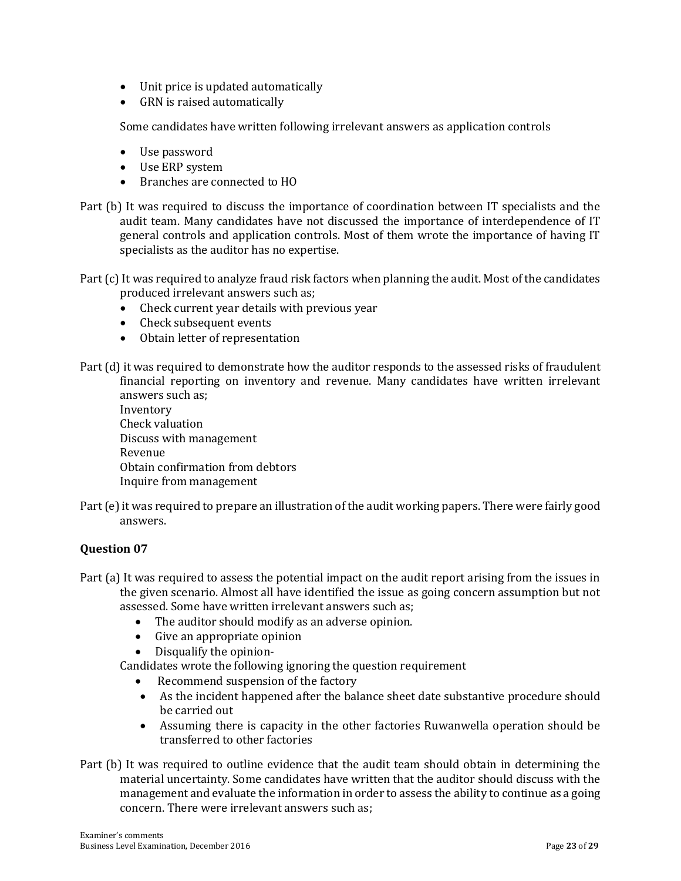- Unit price is updated automatically
- GRN is raised automatically

Some candidates have written following irrelevant answers as application controls

- Use password
- Use ERP system
- Branches are connected to HO

Part (b) It was required to discuss the importance of coordination between IT specialists and the audit team. Many candidates have not discussed the importance of interdependence of IT general controls and application controls. Most of them wrote the importance of having IT specialists as the auditor has no expertise.

Part (c) It was required to analyze fraud risk factors when planning the audit. Most of the candidates produced irrelevant answers such as;

- Check current year details with previous year
- Check subsequent events
- Obtain letter of representation

Part (d) it was required to demonstrate how the auditor responds to the assessed risks of fraudulent financial reporting on inventory and revenue. Many candidates have written irrelevant answers such as;

Inventory
Check valuation
Discuss with management
Revenue
Obtain confirmation from debtors
Inquire from management

Part (e) it was required to prepare an illustration of the audit working papers. There were fairly good answers.

### Question 07

Part (a) It was required to assess the potential impact on the audit report arising from the issues in the given scenario. Almost all have identified the issue as going concern assumption but not assessed. Some have written irrelevant answers such as;

- The auditor should modify as an adverse opinion.
- Give an appropriate opinion
- Disqualify the opinion-

Candidates wrote the following ignoring the question requirement

- Recommend suspension of the factory
- As the incident happened after the balance sheet date substantive procedure should be carried out
- Assuming there is capacity in the other factories Ruwanwella operation should be transferred to other factories

Part (b) It was required to outline evidence that the audit team should obtain in determining the material uncertainty. Some candidates have written that the auditor should discuss with the management and evaluate the information in order to assess the ability to continue as a going concern. There were irrelevant answers such as;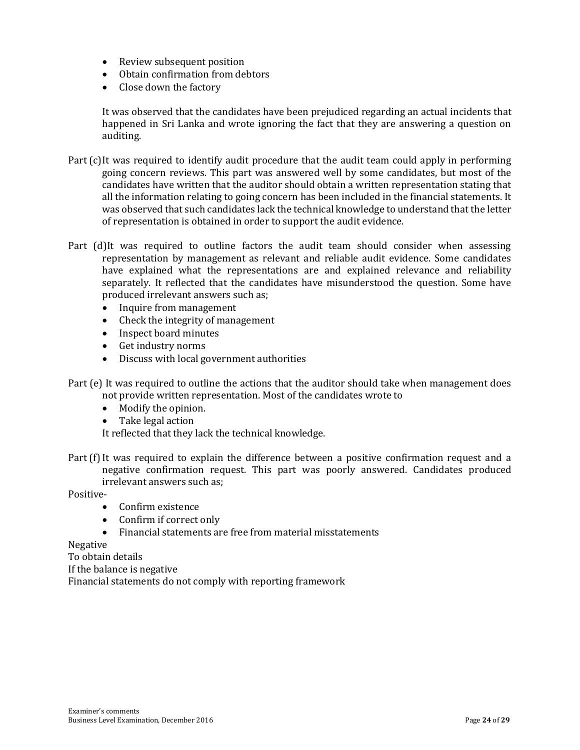- Review subsequent position
- Obtain confirmation from debtors
- Close down the factory

It was observed that the candidates have been prejudiced regarding an actual incidents that happened in Sri Lanka and wrote ignoring the fact that they are answering a question on auditing.

Part (c) It was required to identify audit procedure that the audit team could apply in performing going concern reviews. This part was answered well by some candidates, but most of the candidates have written that the auditor should obtain a written representation stating that all the information relating to going concern has been included in the financial statements. It was observed that such candidates lack the technical knowledge to understand that the letter of representation is obtained in order to support the audit evidence.

Part (d) It was required to outline factors the audit team should consider when assessing representation by management as relevant and reliable audit evidence. Some candidates have explained what the representations are and explained relevance and reliability separately. It reflected that the candidates have misunderstood the question. Some have produced irrelevant answers such as;

- Inquire from management
- Check the integrity of management
- Inspect board minutes
- Get industry norms
- Discuss with local government authorities

Part (e) It was required to outline the actions that the auditor should take when management does not provide written representation. Most of the candidates wrote to

- Modify the opinion.
- Take legal action

It reflected that they lack the technical knowledge.

Part (f) It was required to explain the difference between a positive confirmation request and a negative confirmation request. This part was poorly answered. Candidates produced irrelevant answers such as;

Positive-

- Confirm existence
- Confirm if correct only
- Financial statements are free from material misstatements

Negative

To obtain details

If the balance is negative

Financial statements do not comply with reporting framework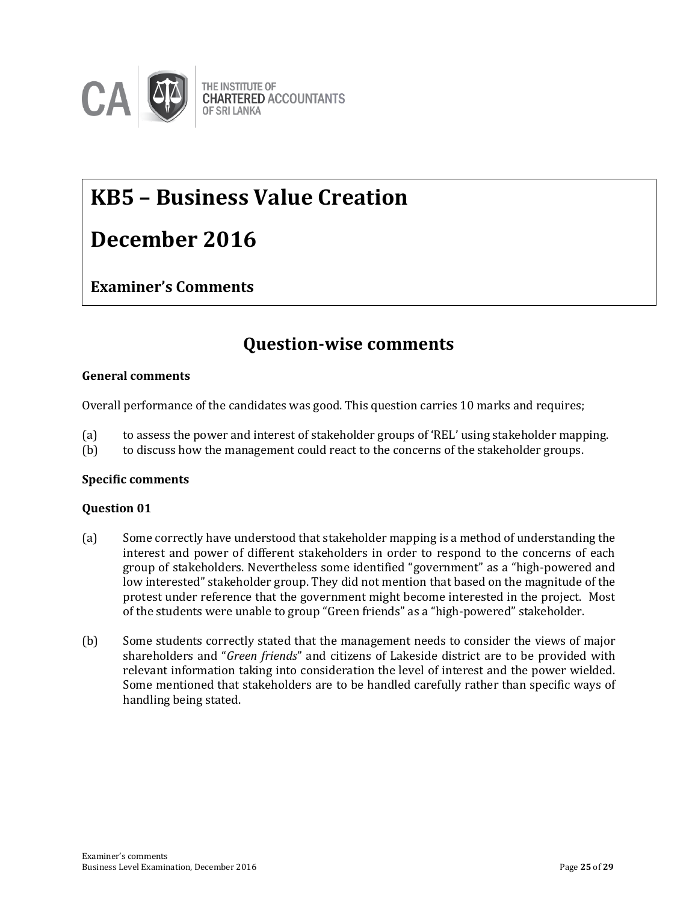# KB5 – Business Value Creation

# December 2016

**Examiner's Comments**

## Question-wise comments

**General comments**

Overall performance of the candidates was good. This question carries 10 marks and requires;

(a) to assess the power and interest of stakeholder groups of 'REL' using stakeholder mapping.

(b) to discuss how the management could react to the concerns of the stakeholder groups.

**Specific comments**

**Question 01**

(a) Some correctly have understood that stakeholder mapping is a method of understanding the interest and power of different stakeholders in order to respond to the concerns of each group of stakeholders. Nevertheless some identified "government" as a "high-powered and low interested" stakeholder group. They did not mention that based on the magnitude of the protest under reference that the government might become interested in the project. Most of the students were unable to group "Green friends" as a "high-powered" stakeholder.

(b) Some students correctly stated that the management needs to consider the views of major shareholders and "*Green friends*" and citizens of Lakeside district are to be provided with relevant information taking into consideration the level of interest and the power wielded. Some mentioned that stakeholders are to be handled carefully rather than specific ways of handling being stated.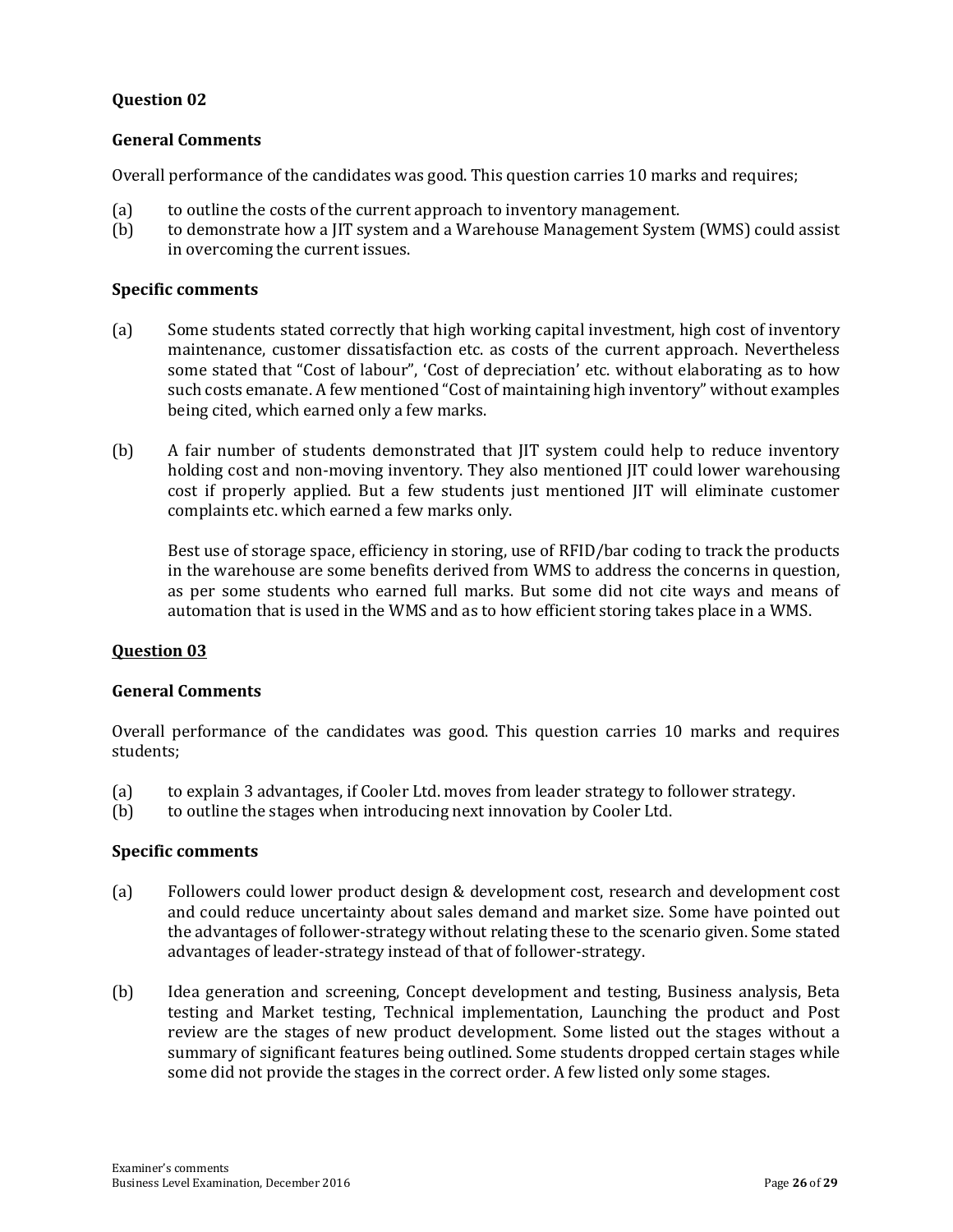**Question 02**

**General Comments**

Overall performance of the candidates was good. This question carries 10 marks and requires;

(a) to outline the costs of the current approach to inventory management.
(b) to demonstrate how a JIT system and a Warehouse Management System (WMS) could assist in overcoming the current issues.

**Specific comments**

(a) Some students stated correctly that high working capital investment, high cost of inventory maintenance, customer dissatisfaction etc. as costs of the current approach. Nevertheless some stated that "Cost of labour", 'Cost of depreciation' etc. without elaborating as to how such costs emanate. A few mentioned "Cost of maintaining high inventory" without examples being cited, which earned only a few marks.

(b) A fair number of students demonstrated that JIT system could help to reduce inventory holding cost and non-moving inventory. They also mentioned JIT could lower warehousing cost if properly applied. But a few students just mentioned JIT will eliminate customer complaints etc. which earned a few marks only.

    Best use of storage space, efficiency in storing, use of RFID/bar coding to track the products in the warehouse are some benefits derived from WMS to address the concerns in question, as per some students who earned full marks. But some did not cite ways and means of automation that is used in the WMS and as to how efficient storing takes place in a WMS.

**<u>Question 03</u>**

**General Comments**

Overall performance of the candidates was good. This question carries 10 marks and requires students;

(a) to explain 3 advantages, if Cooler Ltd. moves from leader strategy to follower strategy.
(b) to outline the stages when introducing next innovation by Cooler Ltd.

**Specific comments**

(a) Followers could lower product design & development cost, research and development cost and could reduce uncertainty about sales demand and market size. Some have pointed out the advantages of follower-strategy without relating these to the scenario given. Some stated advantages of leader-strategy instead of that of follower-strategy.

(b) Idea generation and screening, Concept development and testing, Business analysis, Beta testing and Market testing, Technical implementation, Launching the product and Post review are the stages of new product development. Some listed out the stages without a summary of significant features being outlined. Some students dropped certain stages while some did not provide the stages in the correct order. A few listed only some stages.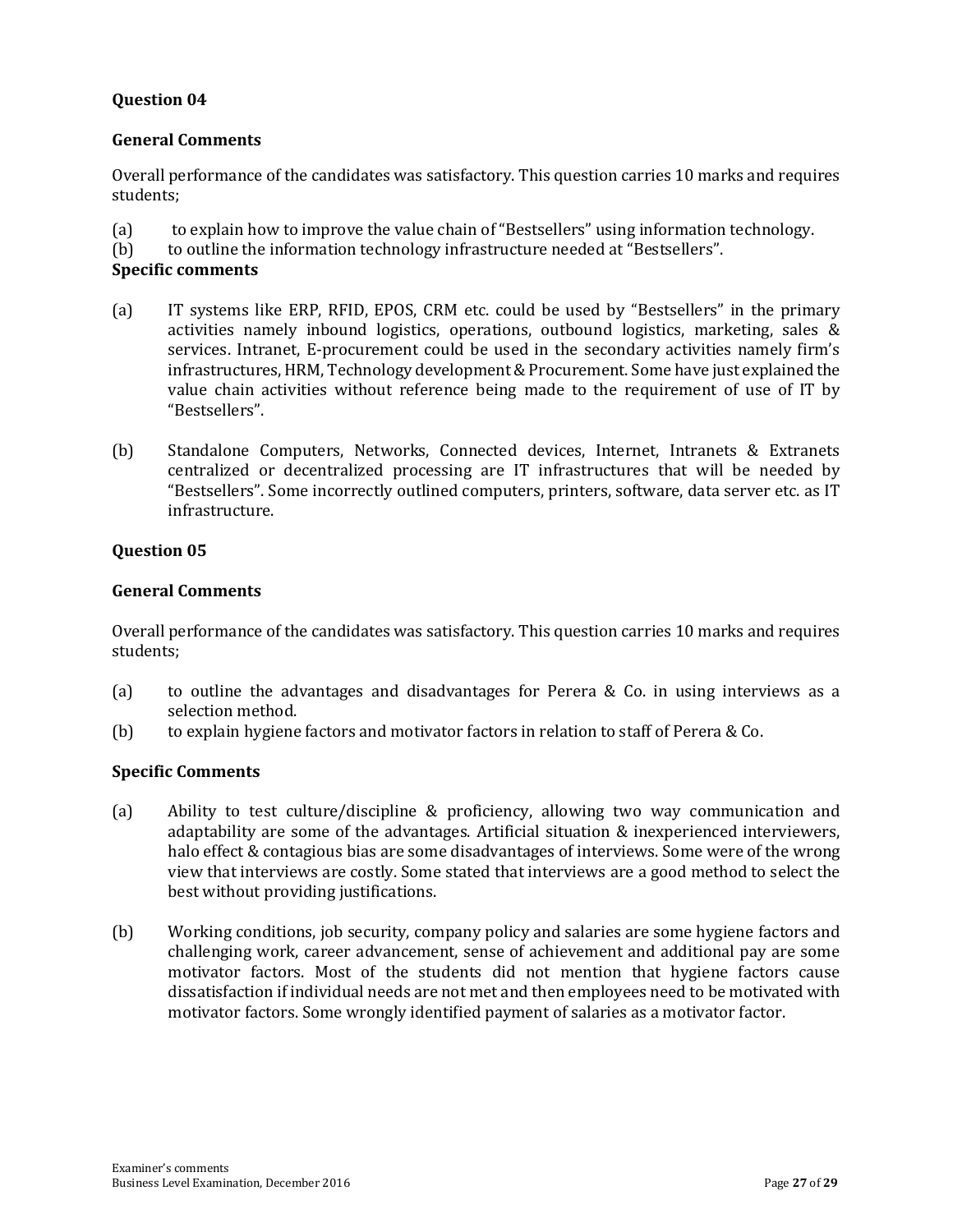### Question 04

#### General Comments

Overall performance of the candidates was satisfactory. This question carries 10 marks and requires students;

(a) to explain how to improve the value chain of "Bestsellers" using information technology.

(b) to outline the information technology infrastructure needed at "Bestsellers".

#### Specific comments

(a) IT systems like ERP, RFID, EPOS, CRM etc. could be used by "Bestsellers" in the primary activities namely inbound logistics, operations, outbound logistics, marketing, sales & services. Intranet, E-procurement could be used in the secondary activities namely firm's infrastructures, HRM, Technology development & Procurement. Some have just explained the value chain activities without reference being made to the requirement of use of IT by "Bestsellers".

(b) Standalone Computers, Networks, Connected devices, Internet, Intranets & Extranets centralized or decentralized processing are IT infrastructures that will be needed by "Bestsellers". Some incorrectly outlined computers, printers, software, data server etc. as IT infrastructure.

### Question 05

#### General Comments

Overall performance of the candidates was satisfactory. This question carries 10 marks and requires students;

(a) to outline the advantages and disadvantages for Perera & Co. in using interviews as a selection method.

(b) to explain hygiene factors and motivator factors in relation to staff of Perera & Co.

#### Specific Comments

(a) Ability to test culture/discipline & proficiency, allowing two way communication and adaptability are some of the advantages. Artificial situation & inexperienced interviewers, halo effect & contagious bias are some disadvantages of interviews. Some were of the wrong view that interviews are costly. Some stated that interviews are a good method to select the best without providing justifications.

(b) Working conditions, job security, company policy and salaries are some hygiene factors and challenging work, career advancement, sense of achievement and additional pay are some motivator factors. Most of the students did not mention that hygiene factors cause dissatisfaction if individual needs are not met and then employees need to be motivated with motivator factors. Some wrongly identified payment of salaries as a motivator factor.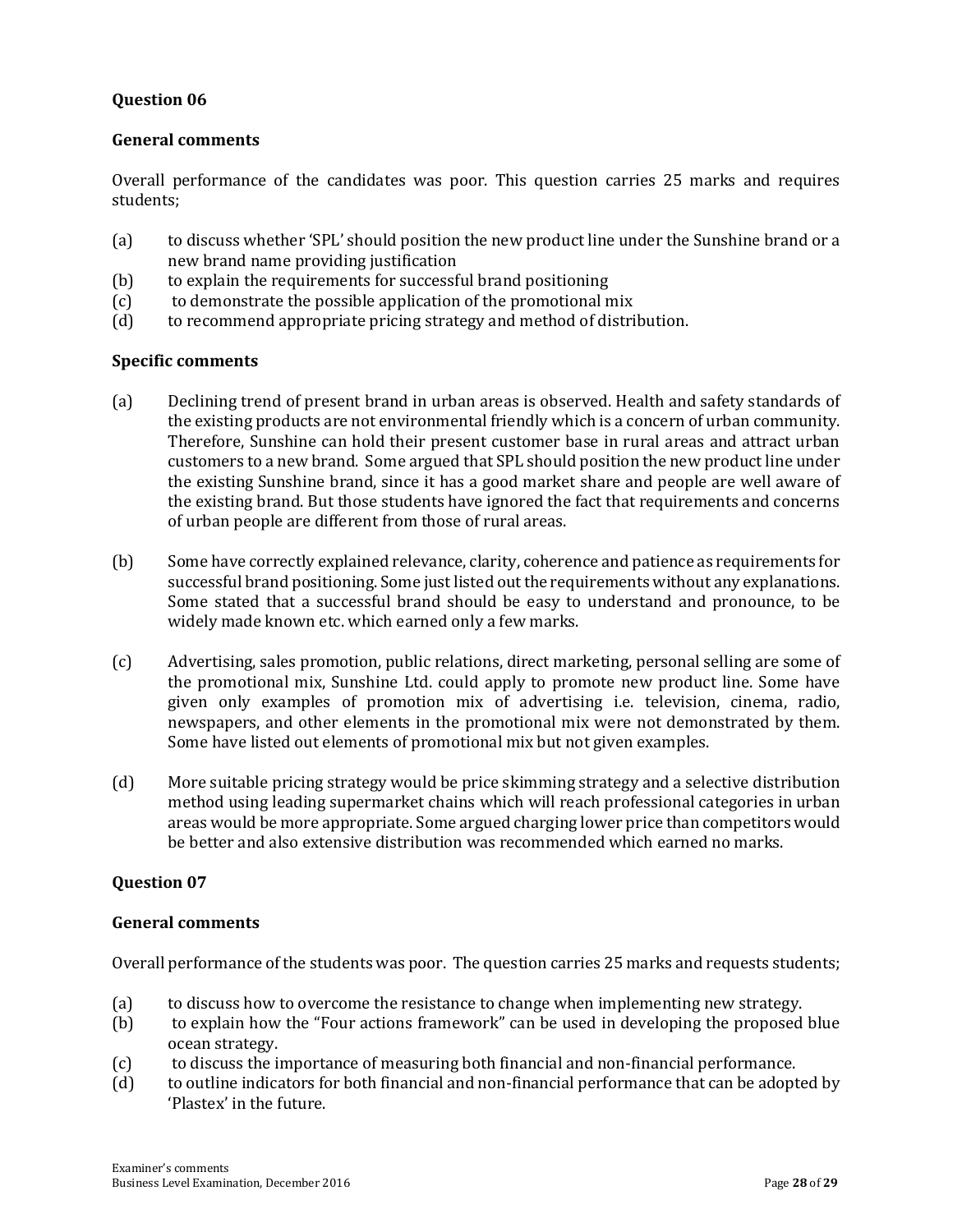### Question 06

**General comments**

Overall performance of the candidates was poor. This question carries 25 marks and requires students;

(a) to discuss whether 'SPL' should position the new product line under the Sunshine brand or a new brand name providing justification
(b) to explain the requirements for successful brand positioning
(c) to demonstrate the possible application of the promotional mix
(d) to recommend appropriate pricing strategy and method of distribution.

**Specific comments**

(a) Declining trend of present brand in urban areas is observed. Health and safety standards of the existing products are not environmental friendly which is a concern of urban community. Therefore, Sunshine can hold their present customer base in rural areas and attract urban customers to a new brand. Some argued that SPL should position the new product line under the existing Sunshine brand, since it has a good market share and people are well aware of the existing brand. But those students have ignored the fact that requirements and concerns of urban people are different from those of rural areas.

(b) Some have correctly explained relevance, clarity, coherence and patience as requirements for successful brand positioning. Some just listed out the requirements without any explanations. Some stated that a successful brand should be easy to understand and pronounce, to be widely made known etc. which earned only a few marks.

(c) Advertising, sales promotion, public relations, direct marketing, personal selling are some of the promotional mix, Sunshine Ltd. could apply to promote new product line. Some have given only examples of promotion mix of advertising i.e. television, cinema, radio, newspapers, and other elements in the promotional mix were not demonstrated by them. Some have listed out elements of promotional mix but not given examples.

(d) More suitable pricing strategy would be price skimming strategy and a selective distribution method using leading supermarket chains which will reach professional categories in urban areas would be more appropriate. Some argued charging lower price than competitors would be better and also extensive distribution was recommended which earned no marks.

### Question 07

**General comments**

Overall performance of the students was poor. The question carries 25 marks and requests students;

(a) to discuss how to overcome the resistance to change when implementing new strategy.
(b) to explain how the "Four actions framework" can be used in developing the proposed blue ocean strategy.
(c) to discuss the importance of measuring both financial and non-financial performance.
(d) to outline indicators for both financial and non-financial performance that can be adopted by 'Plastex' in the future.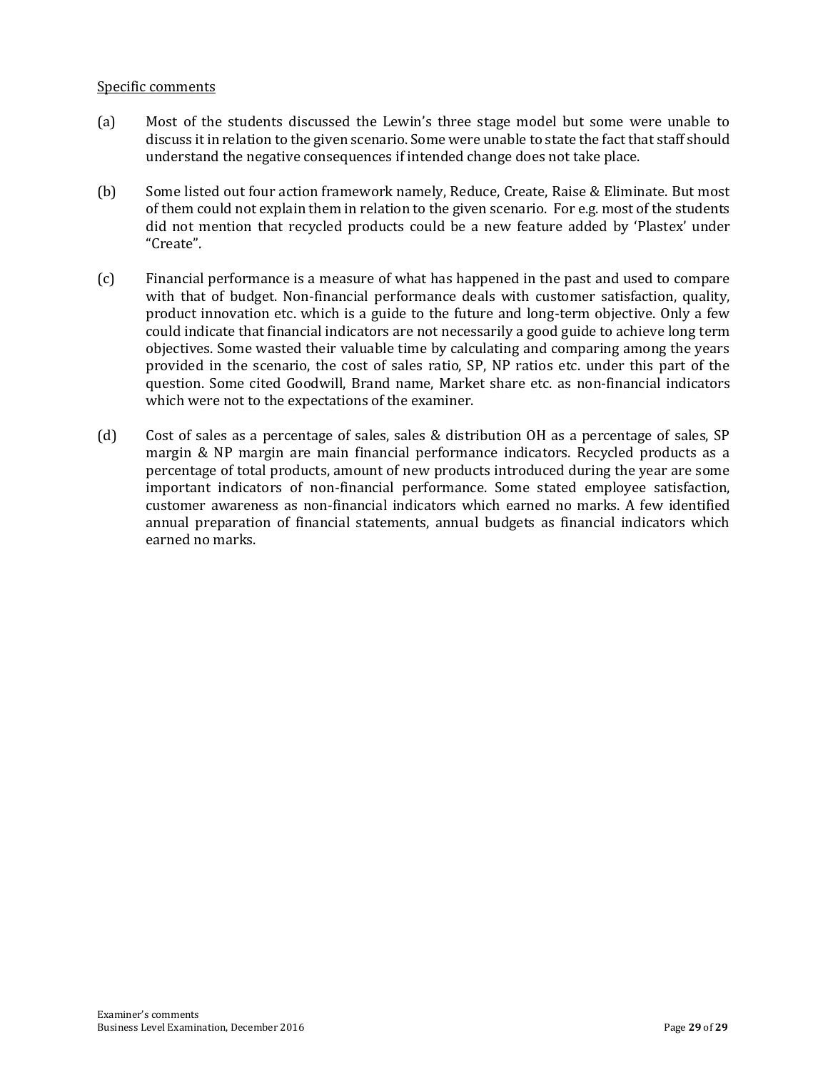<u>Specific comments</u>

(a) Most of the students discussed the Lewin's three stage model but some were unable to discuss it in relation to the given scenario. Some were unable to state the fact that staff should understand the negative consequences if intended change does not take place.

(b) Some listed out four action framework namely, Reduce, Create, Raise & Eliminate. But most of them could not explain them in relation to the given scenario. For e.g. most of the students did not mention that recycled products could be a new feature added by 'Plastex' under "Create".

(c) Financial performance is a measure of what has happened in the past and used to compare with that of budget. Non-financial performance deals with customer satisfaction, quality, product innovation etc. which is a guide to the future and long-term objective. Only a few could indicate that financial indicators are not necessarily a good guide to achieve long term objectives. Some wasted their valuable time by calculating and comparing among the years provided in the scenario, the cost of sales ratio, SP, NP ratios etc. under this part of the question. Some cited Goodwill, Brand name, Market share etc. as non-financial indicators which were not to the expectations of the examiner.

(d) Cost of sales as a percentage of sales, sales & distribution OH as a percentage of sales, SP margin & NP margin are main financial performance indicators. Recycled products as a percentage of total products, amount of new products introduced during the year are some important indicators of non-financial performance. Some stated employee satisfaction, customer awareness as non-financial indicators which earned no marks. A few identified annual preparation of financial statements, annual budgets as financial indicators which earned no marks.